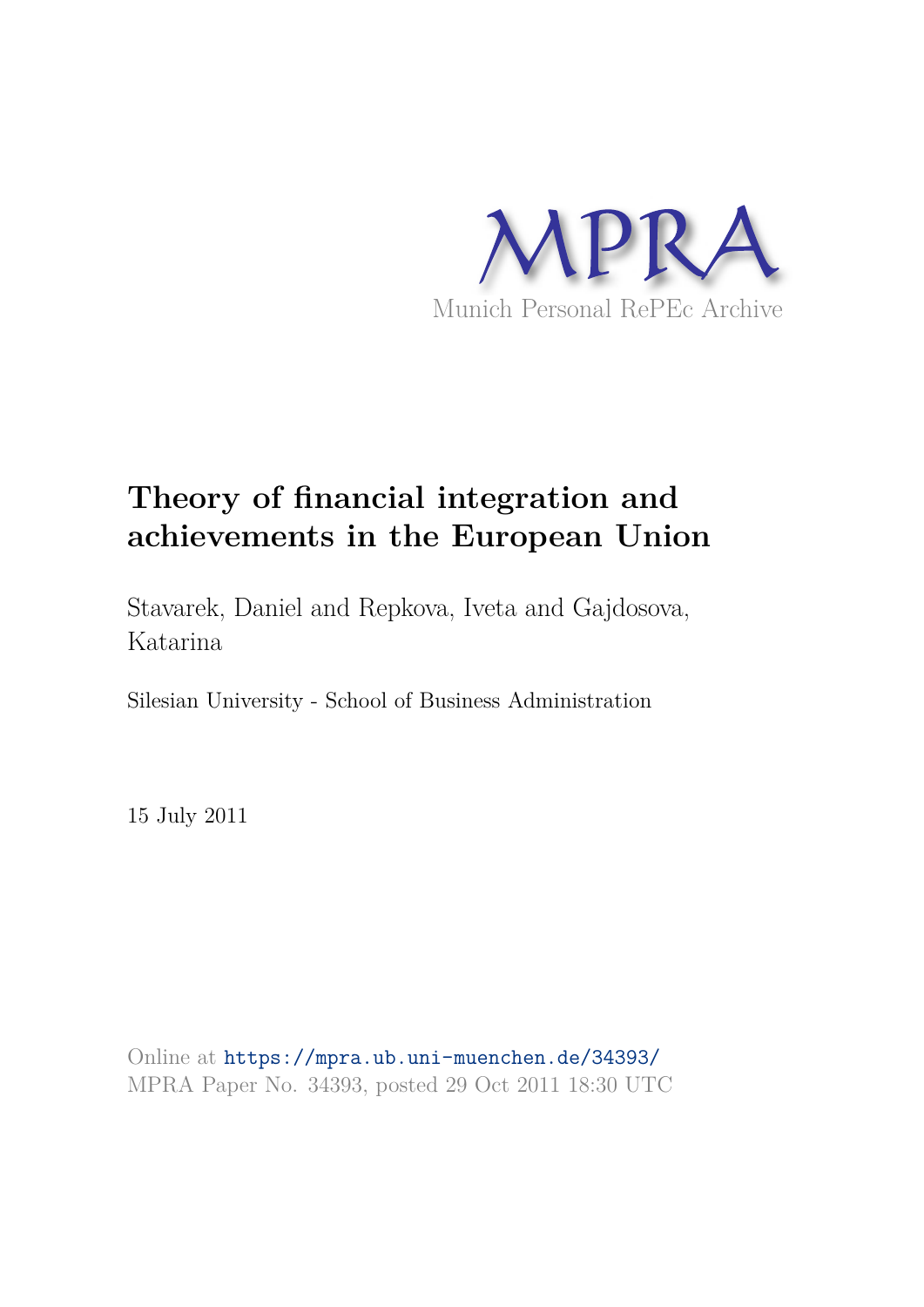MPRA

Munich Personal RePEc Archive

# Theory of financial integration and achievements in the European Union

Stavarek, Daniel and Repkova, Iveta and Gajdosova, Katarina

Silesian University - School of Business Administration

15 July 2011

Online at https://mpra.ub.uni-muenchen.de/34393/
MPRA Paper No. 34393, posted 29 Oct 2011 18:30 UTC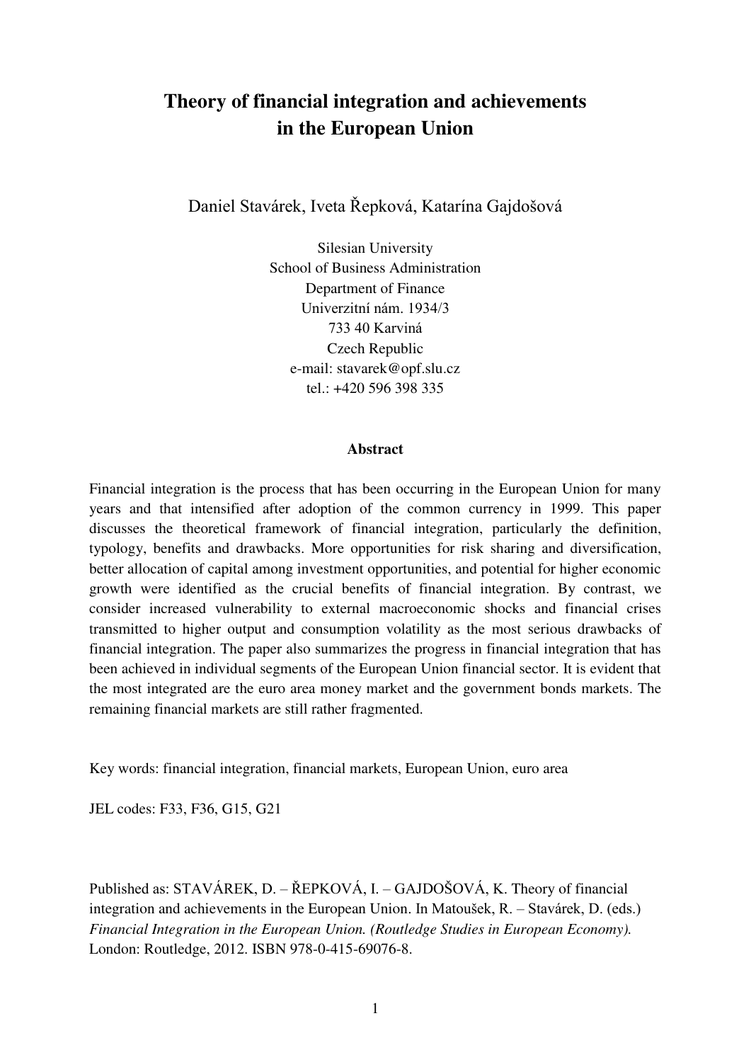# Theory of financial integration and achievements in the European Union

Daniel Stavárek, Iveta Řepková, Katarína Gajdošová

Silesian University
School of Business Administration
Department of Finance
Univerzitní nám. 1934/3
733 40 Karviná
Czech Republic
e-mail: stavarek@opf.slu.cz
tel.: +420 596 398 335

**Abstract**

Financial integration is the process that has been occurring in the European Union for many years and that intensified after adoption of the common currency in 1999. This paper discusses the theoretical framework of financial integration, particularly the definition, typology, benefits and drawbacks. More opportunities for risk sharing and diversification, better allocation of capital among investment opportunities, and potential for higher economic growth were identified as the crucial benefits of financial integration. By contrast, we consider increased vulnerability to external macroeconomic shocks and financial crises transmitted to higher output and consumption volatility as the most serious drawbacks of financial integration. The paper also summarizes the progress in financial integration that has been achieved in individual segments of the European Union financial sector. It is evident that the most integrated are the euro area money market and the government bonds markets. The remaining financial markets are still rather fragmented.

Key words: financial integration, financial markets, European Union, euro area

JEL codes: F33, F36, G15, G21

Published as: STAVÁREK, D. – ŘEPKOVÁ, I. – GAJDOŠOVÁ, K. Theory of financial integration and achievements in the European Union. In Matoušek, R. – Stavárek, D. (eds.) *Financial Integration in the European Union. (Routledge Studies in European Economy).* London: Routledge, 2012. ISBN 978-0-415-69076-8.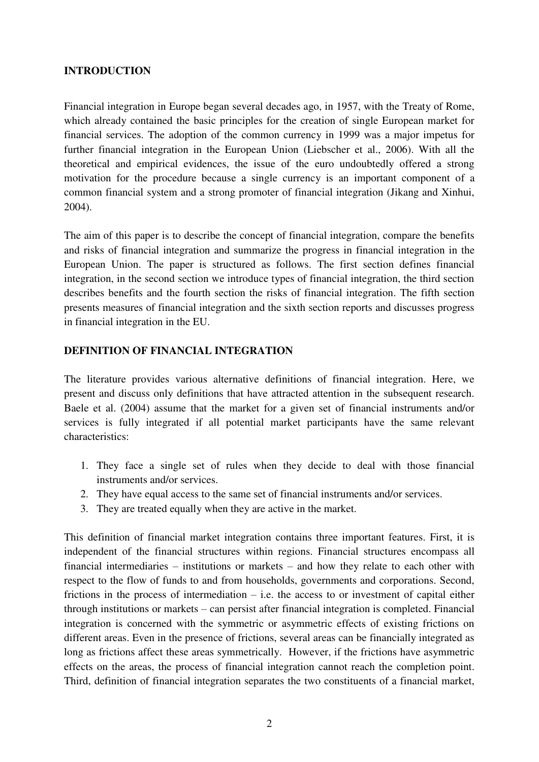## INTRODUCTION

Financial integration in Europe began several decades ago, in 1957, with the Treaty of Rome, which already contained the basic principles for the creation of single European market for financial services. The adoption of the common currency in 1999 was a major impetus for further financial integration in the European Union (Liebscher et al., 2006). With all the theoretical and empirical evidences, the issue of the euro undoubtedly offered a strong motivation for the procedure because a single currency is an important component of a common financial system and a strong promoter of financial integration (Jikang and Xinhui, 2004).

The aim of this paper is to describe the concept of financial integration, compare the benefits and risks of financial integration and summarize the progress in financial integration in the European Union. The paper is structured as follows. The first section defines financial integration, in the second section we introduce types of financial integration, the third section describes benefits and the fourth section the risks of financial integration. The fifth section presents measures of financial integration and the sixth section reports and discusses progress in financial integration in the EU.

## DEFINITION OF FINANCIAL INTEGRATION

The literature provides various alternative definitions of financial integration. Here, we present and discuss only definitions that have attracted attention in the subsequent research. Baele et al. (2004) assume that the market for a given set of financial instruments and/or services is fully integrated if all potential market participants have the same relevant characteristics:

1. They face a single set of rules when they decide to deal with those financial instruments and/or services.
2. They have equal access to the same set of financial instruments and/or services.
3. They are treated equally when they are active in the market.

This definition of financial market integration contains three important features. First, it is independent of the financial structures within regions. Financial structures encompass all financial intermediaries – institutions or markets – and how they relate to each other with respect to the flow of funds to and from households, governments and corporations. Second, frictions in the process of intermediation – i.e. the access to or investment of capital either through institutions or markets – can persist after financial integration is completed. Financial integration is concerned with the symmetric or asymmetric effects of existing frictions on different areas. Even in the presence of frictions, several areas can be financially integrated as long as frictions affect these areas symmetrically. However, if the frictions have asymmetric effects on the areas, the process of financial integration cannot reach the completion point. Third, definition of financial integration separates the two constituents of a financial market,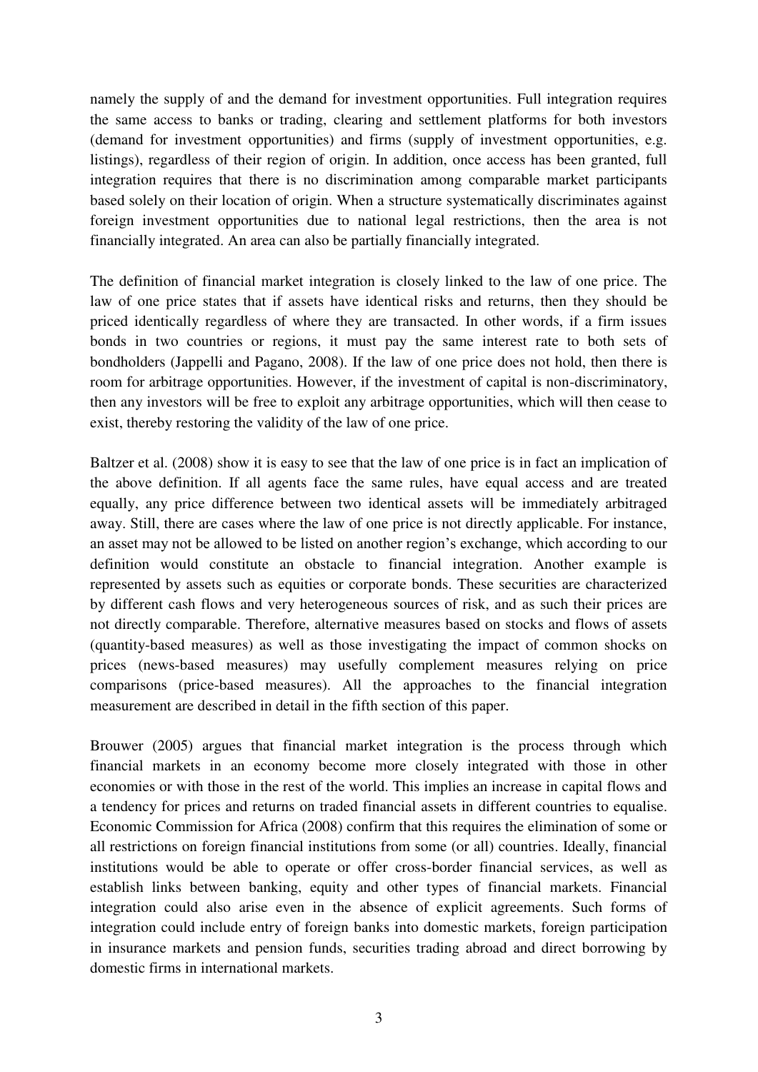namely the supply of and the demand for investment opportunities. Full integration requires the same access to banks or trading, clearing and settlement platforms for both investors (demand for investment opportunities) and firms (supply of investment opportunities, e.g. listings), regardless of their region of origin. In addition, once access has been granted, full integration requires that there is no discrimination among comparable market participants based solely on their location of origin. When a structure systematically discriminates against foreign investment opportunities due to national legal restrictions, then the area is not financially integrated. An area can also be partially financially integrated.

The definition of financial market integration is closely linked to the law of one price. The law of one price states that if assets have identical risks and returns, then they should be priced identically regardless of where they are transacted. In other words, if a firm issues bonds in two countries or regions, it must pay the same interest rate to both sets of bondholders (Jappelli and Pagano, 2008). If the law of one price does not hold, then there is room for arbitrage opportunities. However, if the investment of capital is non-discriminatory, then any investors will be free to exploit any arbitrage opportunities, which will then cease to exist, thereby restoring the validity of the law of one price.

Baltzer et al. (2008) show it is easy to see that the law of one price is in fact an implication of the above definition. If all agents face the same rules, have equal access and are treated equally, any price difference between two identical assets will be immediately arbitraged away. Still, there are cases where the law of one price is not directly applicable. For instance, an asset may not be allowed to be listed on another region's exchange, which according to our definition would constitute an obstacle to financial integration. Another example is represented by assets such as equities or corporate bonds. These securities are characterized by different cash flows and very heterogeneous sources of risk, and as such their prices are not directly comparable. Therefore, alternative measures based on stocks and flows of assets (quantity-based measures) as well as those investigating the impact of common shocks on prices (news-based measures) may usefully complement measures relying on price comparisons (price-based measures). All the approaches to the financial integration measurement are described in detail in the fifth section of this paper.

Brouwer (2005) argues that financial market integration is the process through which financial markets in an economy become more closely integrated with those in other economies or with those in the rest of the world. This implies an increase in capital flows and a tendency for prices and returns on traded financial assets in different countries to equalise. Economic Commission for Africa (2008) confirm that this requires the elimination of some or all restrictions on foreign financial institutions from some (or all) countries. Ideally, financial institutions would be able to operate or offer cross-border financial services, as well as establish links between banking, equity and other types of financial markets. Financial integration could also arise even in the absence of explicit agreements. Such forms of integration could include entry of foreign banks into domestic markets, foreign participation in insurance markets and pension funds, securities trading abroad and direct borrowing by domestic firms in international markets.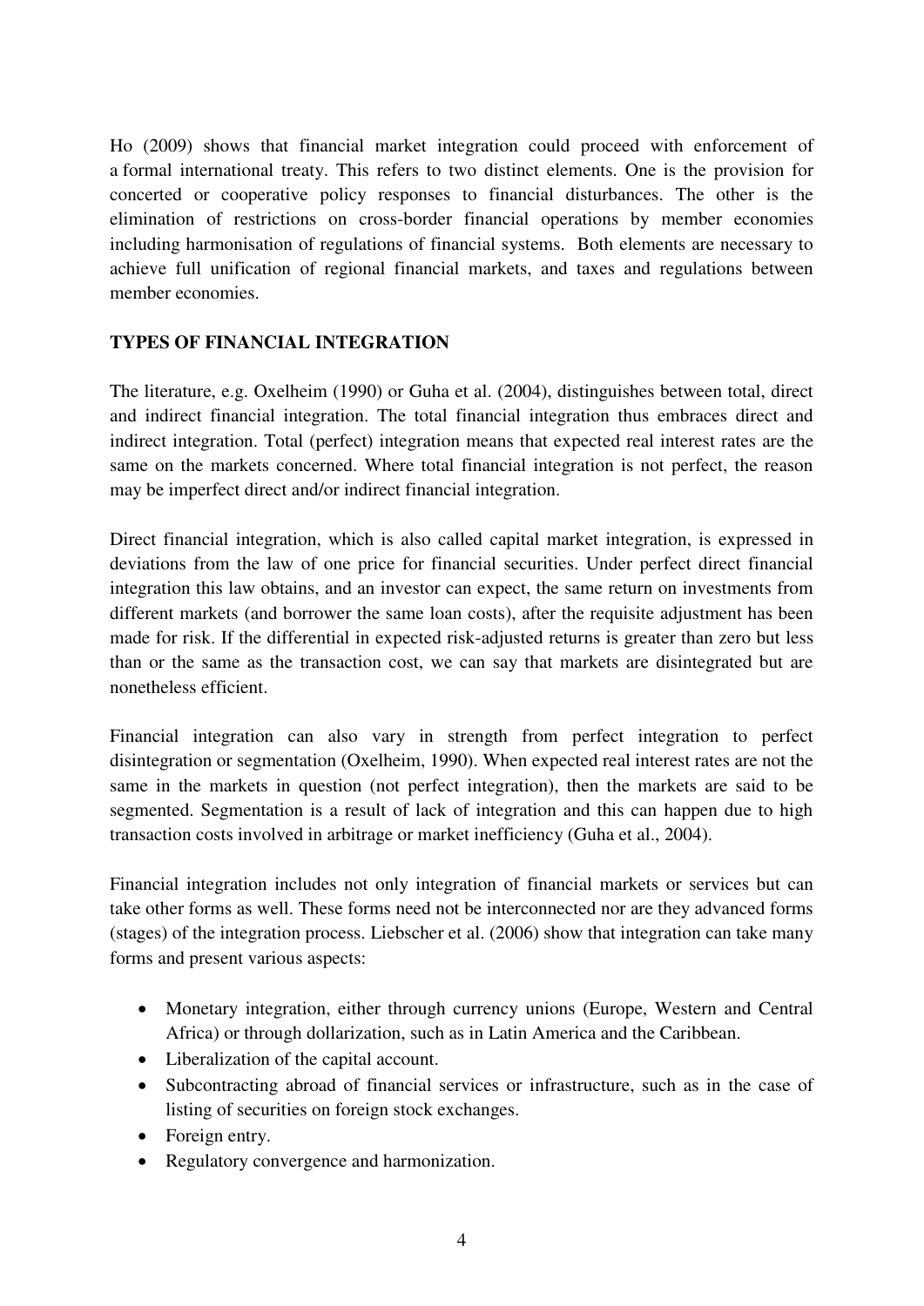Ho (2009) shows that financial market integration could proceed with enforcement of a formal international treaty. This refers to two distinct elements. One is the provision for concerted or cooperative policy responses to financial disturbances. The other is the elimination of restrictions on cross-border financial operations by member economies including harmonisation of regulations of financial systems. Both elements are necessary to achieve full unification of regional financial markets, and taxes and regulations between member economies.

## TYPES OF FINANCIAL INTEGRATION

The literature, e.g. Oxelheim (1990) or Guha et al. (2004), distinguishes between total, direct and indirect financial integration. The total financial integration thus embraces direct and indirect integration. Total (perfect) integration means that expected real interest rates are the same on the markets concerned. Where total financial integration is not perfect, the reason may be imperfect direct and/or indirect financial integration.

Direct financial integration, which is also called capital market integration, is expressed in deviations from the law of one price for financial securities. Under perfect direct financial integration this law obtains, and an investor can expect, the same return on investments from different markets (and borrower the same loan costs), after the requisite adjustment has been made for risk. If the differential in expected risk-adjusted returns is greater than zero but less than or the same as the transaction cost, we can say that markets are disintegrated but are nonetheless efficient.

Financial integration can also vary in strength from perfect integration to perfect disintegration or segmentation (Oxelheim, 1990). When expected real interest rates are not the same in the markets in question (not perfect integration), then the markets are said to be segmented. Segmentation is a result of lack of integration and this can happen due to high transaction costs involved in arbitrage or market inefficiency (Guha et al., 2004).

Financial integration includes not only integration of financial markets or services but can take other forms as well. These forms need not be interconnected nor are they advanced forms (stages) of the integration process. Liebscher et al. (2006) show that integration can take many forms and present various aspects:

- Monetary integration, either through currency unions (Europe, Western and Central Africa) or through dollarization, such as in Latin America and the Caribbean.
- Liberalization of the capital account.
- Subcontracting abroad of financial services or infrastructure, such as in the case of listing of securities on foreign stock exchanges.
- Foreign entry.
- Regulatory convergence and harmonization.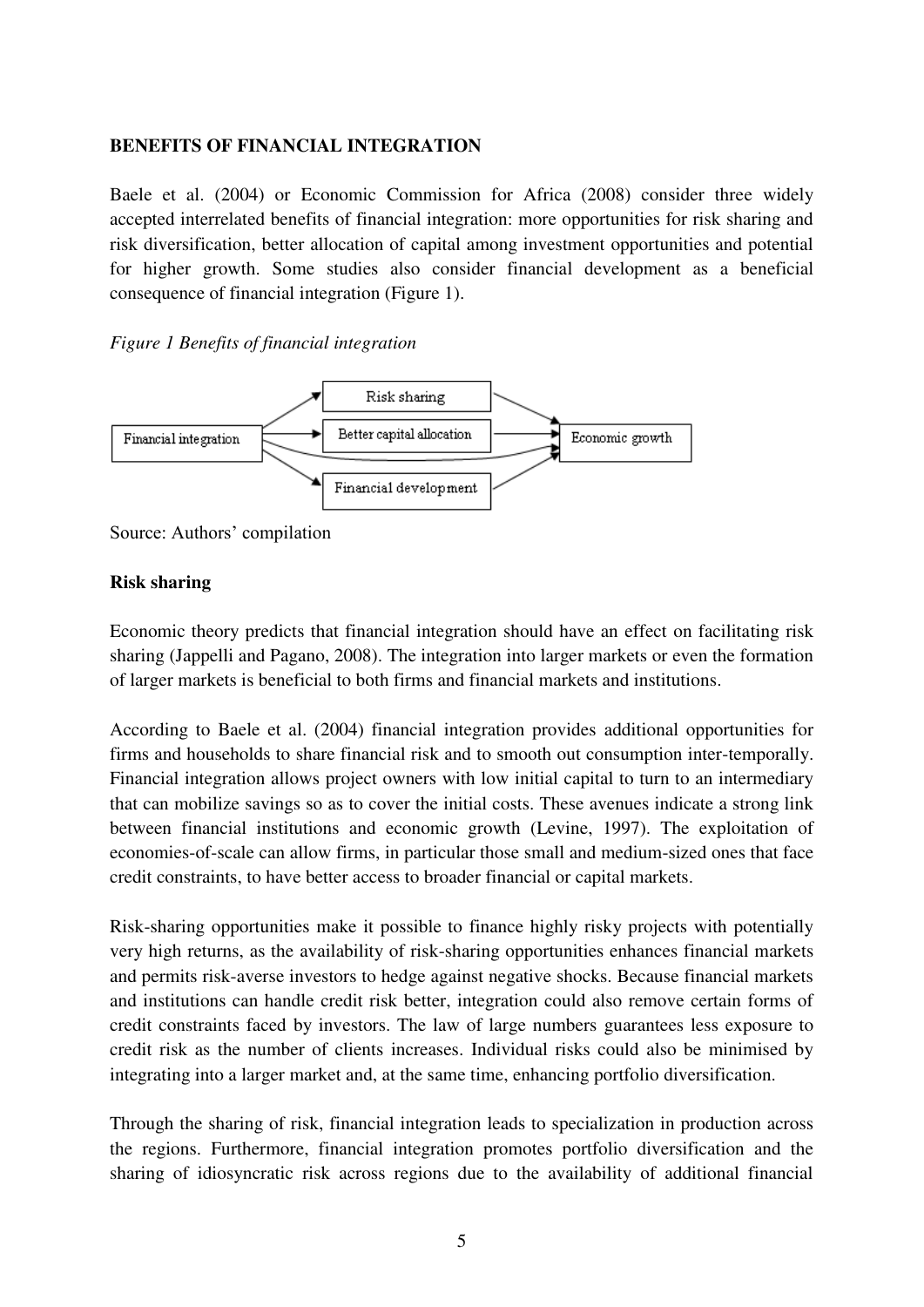## BENEFITS OF FINANCIAL INTEGRATION

Baele et al. (2004) or Economic Commission for Africa (2008) consider three widely accepted interrelated benefits of financial integration: more opportunities for risk sharing and risk diversification, better allocation of capital among investment opportunities and potential for higher growth. Some studies also consider financial development as a beneficial consequence of financial integration (Figure 1).

*Figure 1 Benefits of financial integration*

Source: Authors' compilation

### Risk sharing

Economic theory predicts that financial integration should have an effect on facilitating risk sharing (Jappelli and Pagano, 2008). The integration into larger markets or even the formation of larger markets is beneficial to both firms and financial markets and institutions.

According to Baele et al. (2004) financial integration provides additional opportunities for firms and households to share financial risk and to smooth out consumption inter-temporally. Financial integration allows project owners with low initial capital to turn to an intermediary that can mobilize savings so as to cover the initial costs. These avenues indicate a strong link between financial institutions and economic growth (Levine, 1997). The exploitation of economies-of-scale can allow firms, in particular those small and medium-sized ones that face credit constraints, to have better access to broader financial or capital markets.

Risk-sharing opportunities make it possible to finance highly risky projects with potentially very high returns, as the availability of risk-sharing opportunities enhances financial markets and permits risk-averse investors to hedge against negative shocks. Because financial markets and institutions can handle credit risk better, integration could also remove certain forms of credit constraints faced by investors. The law of large numbers guarantees less exposure to credit risk as the number of clients increases. Individual risks could also be minimised by integrating into a larger market and, at the same time, enhancing portfolio diversification.

Through the sharing of risk, financial integration leads to specialization in production across the regions. Furthermore, financial integration promotes portfolio diversification and the sharing of idiosyncratic risk across regions due to the availability of additional financial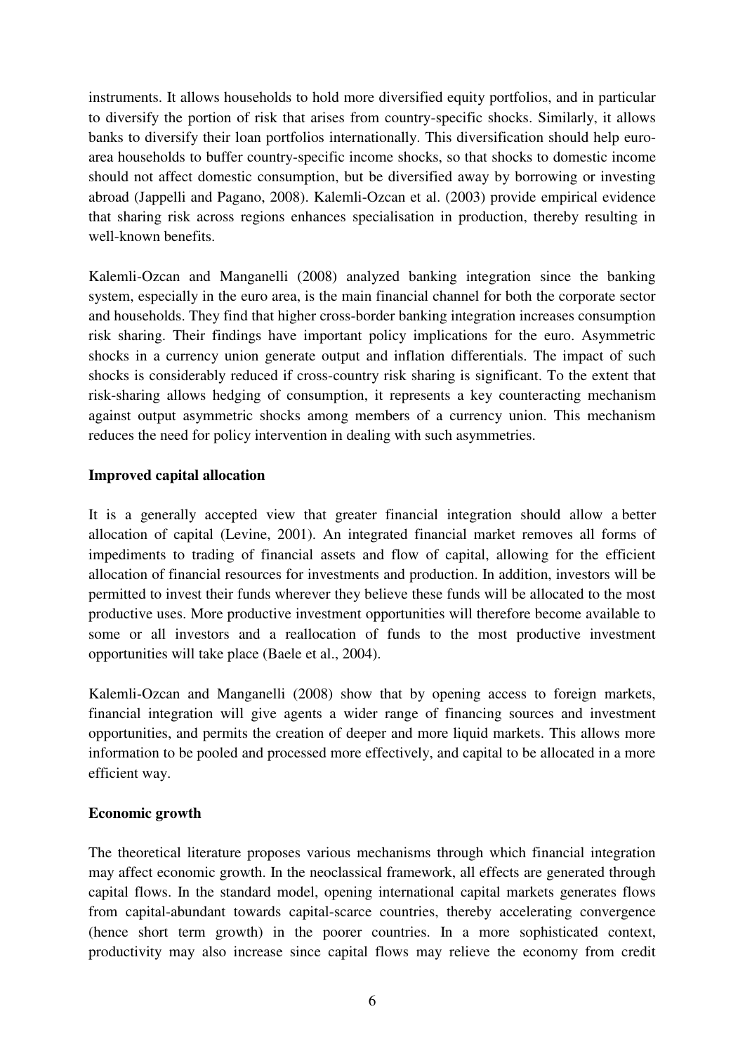instruments. It allows households to hold more diversified equity portfolios, and in particular to diversify the portion of risk that arises from country-specific shocks. Similarly, it allows banks to diversify their loan portfolios internationally. This diversification should help euro-area households to buffer country-specific income shocks, so that shocks to domestic income should not affect domestic consumption, but be diversified away by borrowing or investing abroad (Jappelli and Pagano, 2008). Kalemli-Ozcan et al. (2003) provide empirical evidence that sharing risk across regions enhances specialisation in production, thereby resulting in well-known benefits.

Kalemli-Ozcan and Manganelli (2008) analyzed banking integration since the banking system, especially in the euro area, is the main financial channel for both the corporate sector and households. They find that higher cross-border banking integration increases consumption risk sharing. Their findings have important policy implications for the euro. Asymmetric shocks in a currency union generate output and inflation differentials. The impact of such shocks is considerably reduced if cross-country risk sharing is significant. To the extent that risk-sharing allows hedging of consumption, it represents a key counteracting mechanism against output asymmetric shocks among members of a currency union. This mechanism reduces the need for policy intervention in dealing with such asymmetries.

**Improved capital allocation**

It is a generally accepted view that greater financial integration should allow a better allocation of capital (Levine, 2001). An integrated financial market removes all forms of impediments to trading of financial assets and flow of capital, allowing for the efficient allocation of financial resources for investments and production. In addition, investors will be permitted to invest their funds wherever they believe these funds will be allocated to the most productive uses. More productive investment opportunities will therefore become available to some or all investors and a reallocation of funds to the most productive investment opportunities will take place (Baele et al., 2004).

Kalemli-Ozcan and Manganelli (2008) show that by opening access to foreign markets, financial integration will give agents a wider range of financing sources and investment opportunities, and permits the creation of deeper and more liquid markets. This allows more information to be pooled and processed more effectively, and capital to be allocated in a more efficient way.

**Economic growth**

The theoretical literature proposes various mechanisms through which financial integration may affect economic growth. In the neoclassical framework, all effects are generated through capital flows. In the standard model, opening international capital markets generates flows from capital-abundant towards capital-scarce countries, thereby accelerating convergence (hence short term growth) in the poorer countries. In a more sophisticated context, productivity may also increase since capital flows may relieve the economy from credit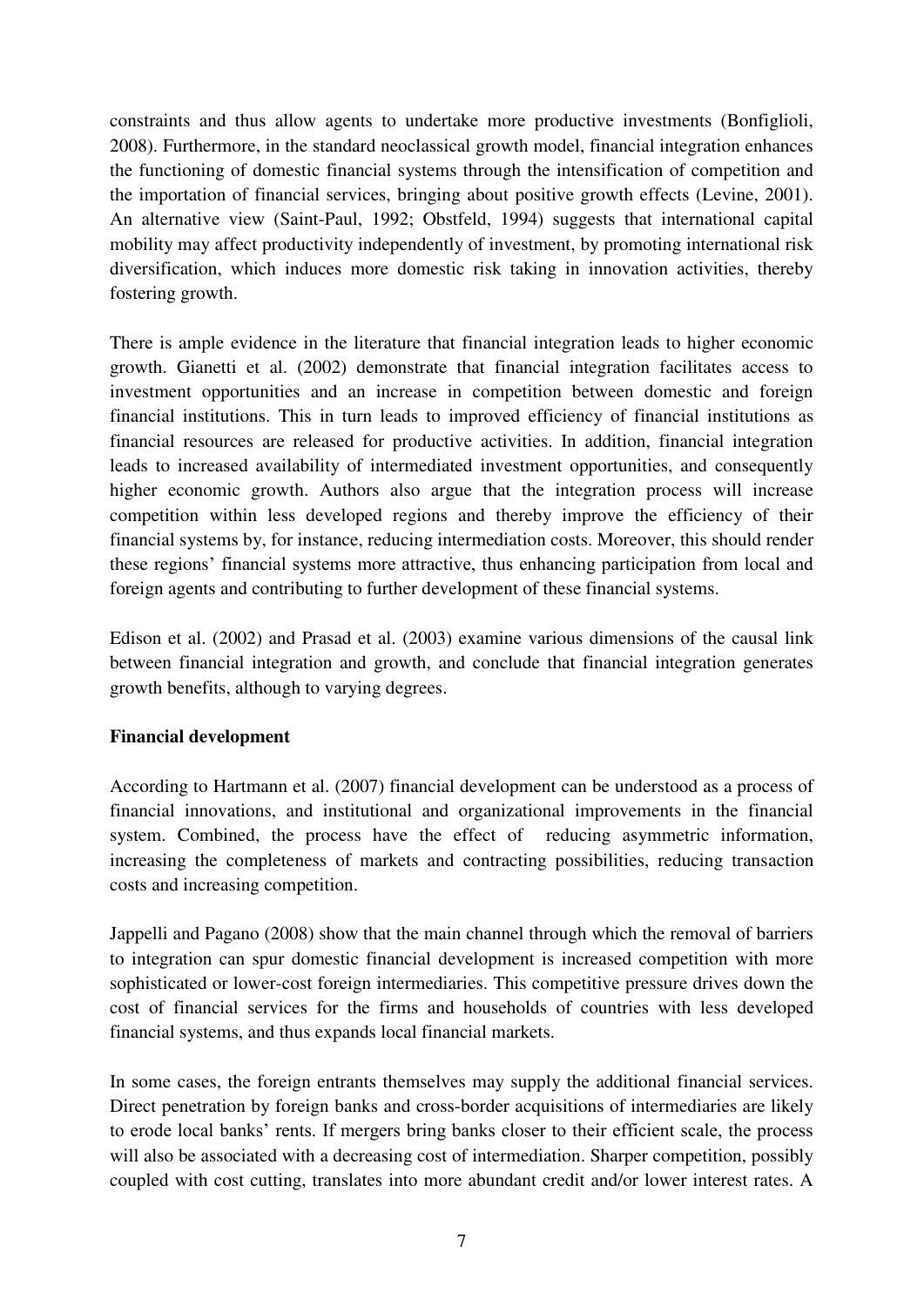constraints and thus allow agents to undertake more productive investments (Bonfiglioli, 2008). Furthermore, in the standard neoclassical growth model, financial integration enhances the functioning of domestic financial systems through the intensification of competition and the importation of financial services, bringing about positive growth effects (Levine, 2001). An alternative view (Saint-Paul, 1992; Obstfeld, 1994) suggests that international capital mobility may affect productivity independently of investment, by promoting international risk diversification, which induces more domestic risk taking in innovation activities, thereby fostering growth.

There is ample evidence in the literature that financial integration leads to higher economic growth. Gianetti et al. (2002) demonstrate that financial integration facilitates access to investment opportunities and an increase in competition between domestic and foreign financial institutions. This in turn leads to improved efficiency of financial institutions as financial resources are released for productive activities. In addition, financial integration leads to increased availability of intermediated investment opportunities, and consequently higher economic growth. Authors also argue that the integration process will increase competition within less developed regions and thereby improve the efficiency of their financial systems by, for instance, reducing intermediation costs. Moreover, this should render these regions' financial systems more attractive, thus enhancing participation from local and foreign agents and contributing to further development of these financial systems.

Edison et al. (2002) and Prasad et al. (2003) examine various dimensions of the causal link between financial integration and growth, and conclude that financial integration generates growth benefits, although to varying degrees.

**Financial development**

According to Hartmann et al. (2007) financial development can be understood as a process of financial innovations, and institutional and organizational improvements in the financial system. Combined, the process have the effect of reducing asymmetric information, increasing the completeness of markets and contracting possibilities, reducing transaction costs and increasing competition.

Jappelli and Pagano (2008) show that the main channel through which the removal of barriers to integration can spur domestic financial development is increased competition with more sophisticated or lower-cost foreign intermediaries. This competitive pressure drives down the cost of financial services for the firms and households of countries with less developed financial systems, and thus expands local financial markets.

In some cases, the foreign entrants themselves may supply the additional financial services. Direct penetration by foreign banks and cross-border acquisitions of intermediaries are likely to erode local banks' rents. If mergers bring banks closer to their efficient scale, the process will also be associated with a decreasing cost of intermediation. Sharper competition, possibly coupled with cost cutting, translates into more abundant credit and/or lower interest rates. A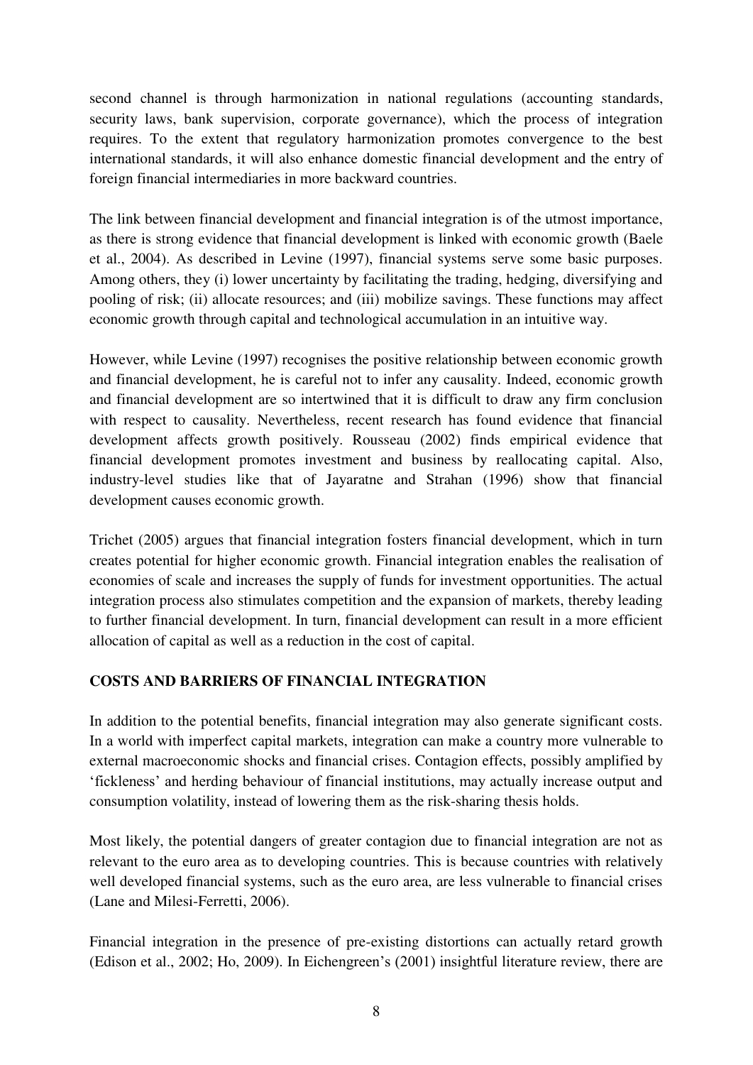second channel is through harmonization in national regulations (accounting standards, security laws, bank supervision, corporate governance), which the process of integration requires. To the extent that regulatory harmonization promotes convergence to the best international standards, it will also enhance domestic financial development and the entry of foreign financial intermediaries in more backward countries.

The link between financial development and financial integration is of the utmost importance, as there is strong evidence that financial development is linked with economic growth (Baele et al., 2004). As described in Levine (1997), financial systems serve some basic purposes. Among others, they (i) lower uncertainty by facilitating the trading, hedging, diversifying and pooling of risk; (ii) allocate resources; and (iii) mobilize savings. These functions may affect economic growth through capital and technological accumulation in an intuitive way.

However, while Levine (1997) recognises the positive relationship between economic growth and financial development, he is careful not to infer any causality. Indeed, economic growth and financial development are so intertwined that it is difficult to draw any firm conclusion with respect to causality. Nevertheless, recent research has found evidence that financial development affects growth positively. Rousseau (2002) finds empirical evidence that financial development promotes investment and business by reallocating capital. Also, industry-level studies like that of Jayaratne and Strahan (1996) show that financial development causes economic growth.

Trichet (2005) argues that financial integration fosters financial development, which in turn creates potential for higher economic growth. Financial integration enables the realisation of economies of scale and increases the supply of funds for investment opportunities. The actual integration process also stimulates competition and the expansion of markets, thereby leading to further financial development. In turn, financial development can result in a more efficient allocation of capital as well as a reduction in the cost of capital.

## COSTS AND BARRIERS OF FINANCIAL INTEGRATION

In addition to the potential benefits, financial integration may also generate significant costs. In a world with imperfect capital markets, integration can make a country more vulnerable to external macroeconomic shocks and financial crises. Contagion effects, possibly amplified by 'fickleness' and herding behaviour of financial institutions, may actually increase output and consumption volatility, instead of lowering them as the risk-sharing thesis holds.

Most likely, the potential dangers of greater contagion due to financial integration are not as relevant to the euro area as to developing countries. This is because countries with relatively well developed financial systems, such as the euro area, are less vulnerable to financial crises (Lane and Milesi-Ferretti, 2006).

Financial integration in the presence of pre-existing distortions can actually retard growth (Edison et al., 2002; Ho, 2009). In Eichengreen's (2001) insightful literature review, there are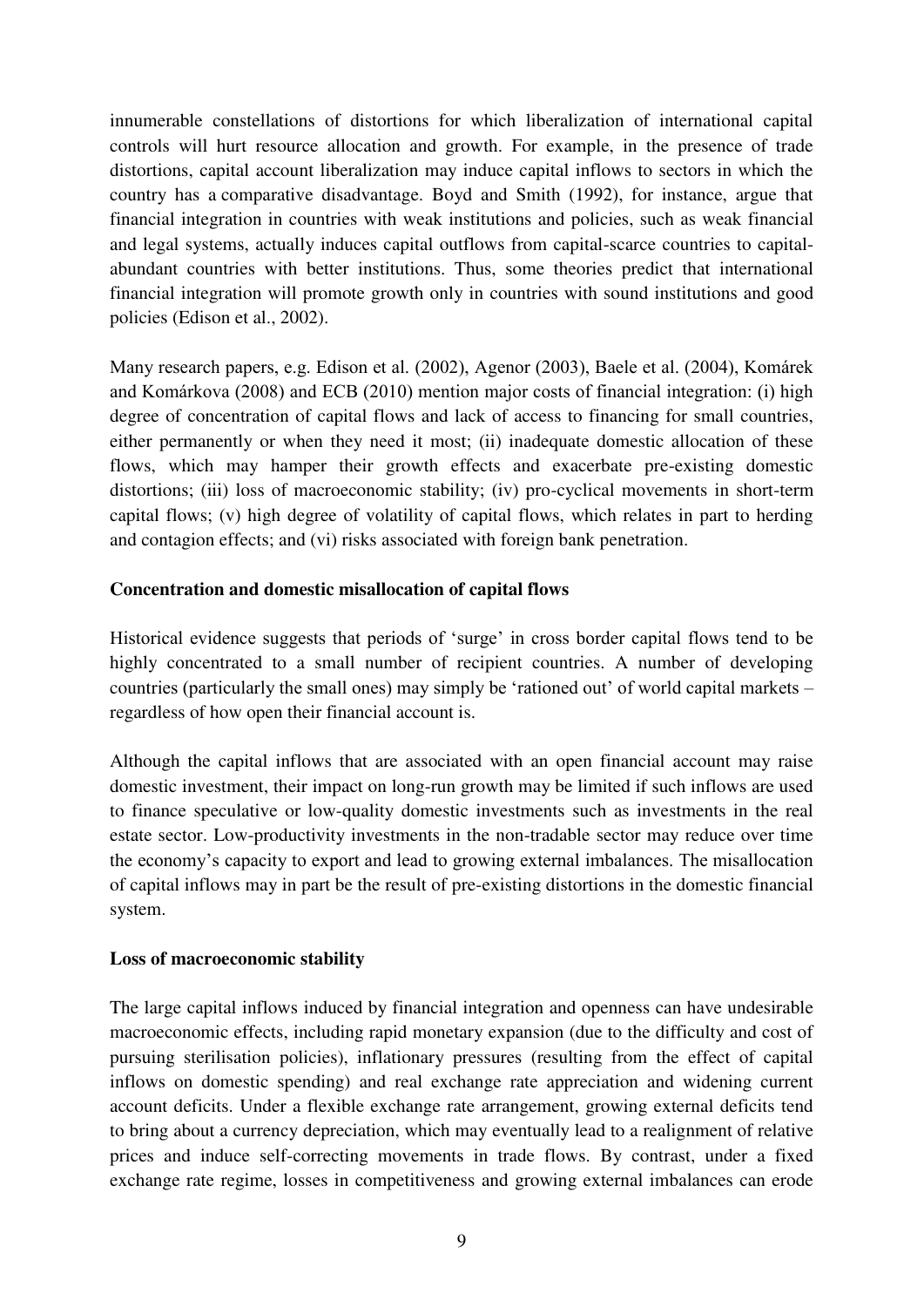innumerable constellations of distortions for which liberalization of international capital controls will hurt resource allocation and growth. For example, in the presence of trade distortions, capital account liberalization may induce capital inflows to sectors in which the country has a comparative disadvantage. Boyd and Smith (1992), for instance, argue that financial integration in countries with weak institutions and policies, such as weak financial and legal systems, actually induces capital outflows from capital-scarce countries to capital-abundant countries with better institutions. Thus, some theories predict that international financial integration will promote growth only in countries with sound institutions and good policies (Edison et al., 2002).

Many research papers, e.g. Edison et al. (2002), Agenor (2003), Baele et al. (2004), Komárek and Komárkova (2008) and ECB (2010) mention major costs of financial integration: (i) high degree of concentration of capital flows and lack of access to financing for small countries, either permanently or when they need it most; (ii) inadequate domestic allocation of these flows, which may hamper their growth effects and exacerbate pre-existing domestic distortions; (iii) loss of macroeconomic stability; (iv) pro-cyclical movements in short-term capital flows; (v) high degree of volatility of capital flows, which relates in part to herding and contagion effects; and (vi) risks associated with foreign bank penetration.

**Concentration and domestic misallocation of capital flows**

Historical evidence suggests that periods of 'surge' in cross border capital flows tend to be highly concentrated to a small number of recipient countries. A number of developing countries (particularly the small ones) may simply be 'rationed out' of world capital markets – regardless of how open their financial account is.

Although the capital inflows that are associated with an open financial account may raise domestic investment, their impact on long-run growth may be limited if such inflows are used to finance speculative or low-quality domestic investments such as investments in the real estate sector. Low-productivity investments in the non-tradable sector may reduce over time the economy's capacity to export and lead to growing external imbalances. The misallocation of capital inflows may in part be the result of pre-existing distortions in the domestic financial system.

**Loss of macroeconomic stability**

The large capital inflows induced by financial integration and openness can have undesirable macroeconomic effects, including rapid monetary expansion (due to the difficulty and cost of pursuing sterilisation policies), inflationary pressures (resulting from the effect of capital inflows on domestic spending) and real exchange rate appreciation and widening current account deficits. Under a flexible exchange rate arrangement, growing external deficits tend to bring about a currency depreciation, which may eventually lead to a realignment of relative prices and induce self-correcting movements in trade flows. By contrast, under a fixed exchange rate regime, losses in competitiveness and growing external imbalances can erode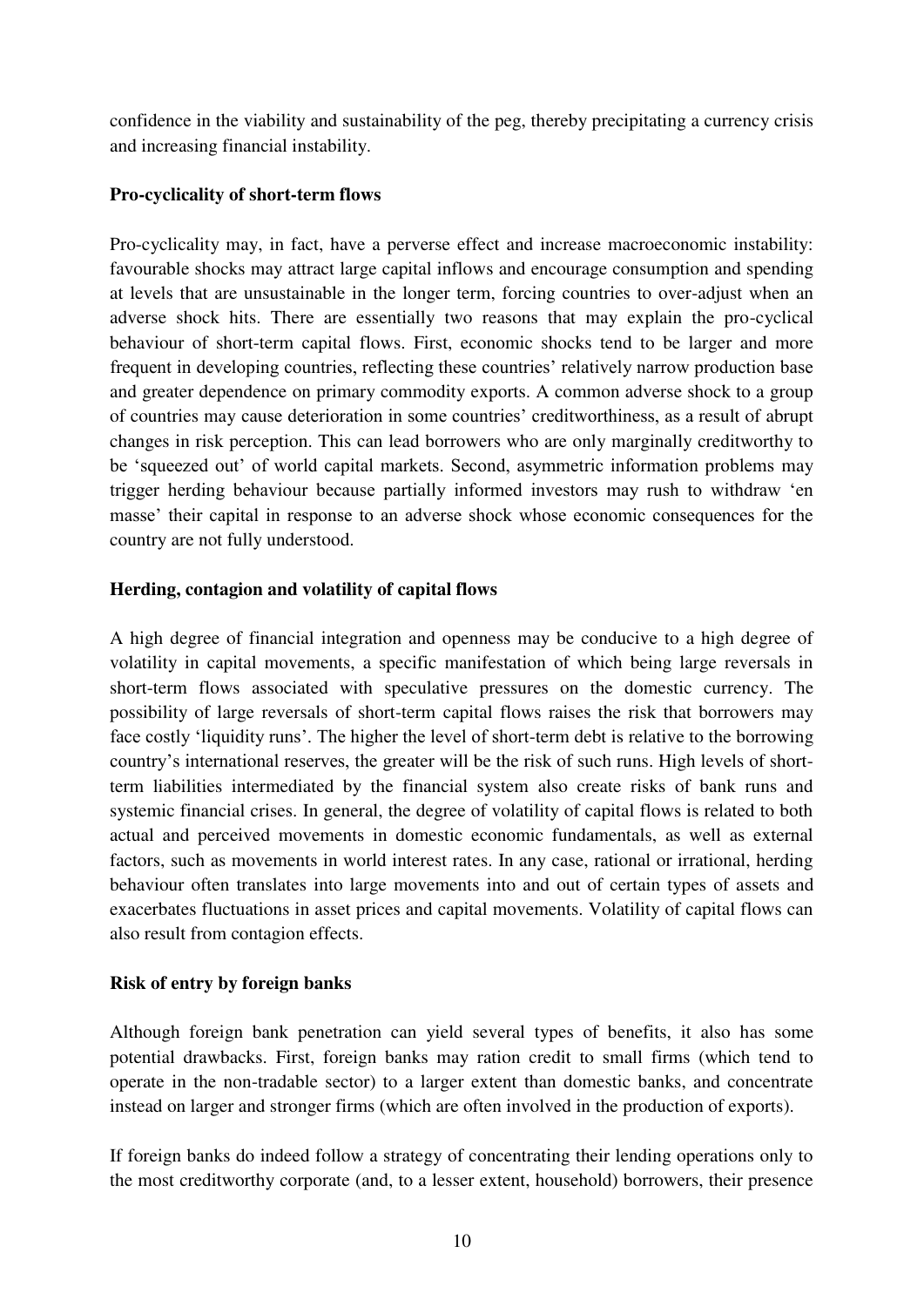confidence in the viability and sustainability of the peg, thereby precipitating a currency crisis and increasing financial instability.

**Pro-cyclicality of short-term flows**

Pro-cyclicality may, in fact, have a perverse effect and increase macroeconomic instability: favourable shocks may attract large capital inflows and encourage consumption and spending at levels that are unsustainable in the longer term, forcing countries to over-adjust when an adverse shock hits. There are essentially two reasons that may explain the pro-cyclical behaviour of short-term capital flows. First, economic shocks tend to be larger and more frequent in developing countries, reflecting these countries' relatively narrow production base and greater dependence on primary commodity exports. A common adverse shock to a group of countries may cause deterioration in some countries' creditworthiness, as a result of abrupt changes in risk perception. This can lead borrowers who are only marginally creditworthy to be 'squeezed out' of world capital markets. Second, asymmetric information problems may trigger herding behaviour because partially informed investors may rush to withdraw 'en masse' their capital in response to an adverse shock whose economic consequences for the country are not fully understood.

**Herding, contagion and volatility of capital flows**

A high degree of financial integration and openness may be conducive to a high degree of volatility in capital movements, a specific manifestation of which being large reversals in short-term flows associated with speculative pressures on the domestic currency. The possibility of large reversals of short-term capital flows raises the risk that borrowers may face costly 'liquidity runs'. The higher the level of short-term debt is relative to the borrowing country's international reserves, the greater will be the risk of such runs. High levels of short-term liabilities intermediated by the financial system also create risks of bank runs and systemic financial crises. In general, the degree of volatility of capital flows is related to both actual and perceived movements in domestic economic fundamentals, as well as external factors, such as movements in world interest rates. In any case, rational or irrational, herding behaviour often translates into large movements into and out of certain types of assets and exacerbates fluctuations in asset prices and capital movements. Volatility of capital flows can also result from contagion effects.

**Risk of entry by foreign banks**

Although foreign bank penetration can yield several types of benefits, it also has some potential drawbacks. First, foreign banks may ration credit to small firms (which tend to operate in the non-tradable sector) to a larger extent than domestic banks, and concentrate instead on larger and stronger firms (which are often involved in the production of exports).

If foreign banks do indeed follow a strategy of concentrating their lending operations only to the most creditworthy corporate (and, to a lesser extent, household) borrowers, their presence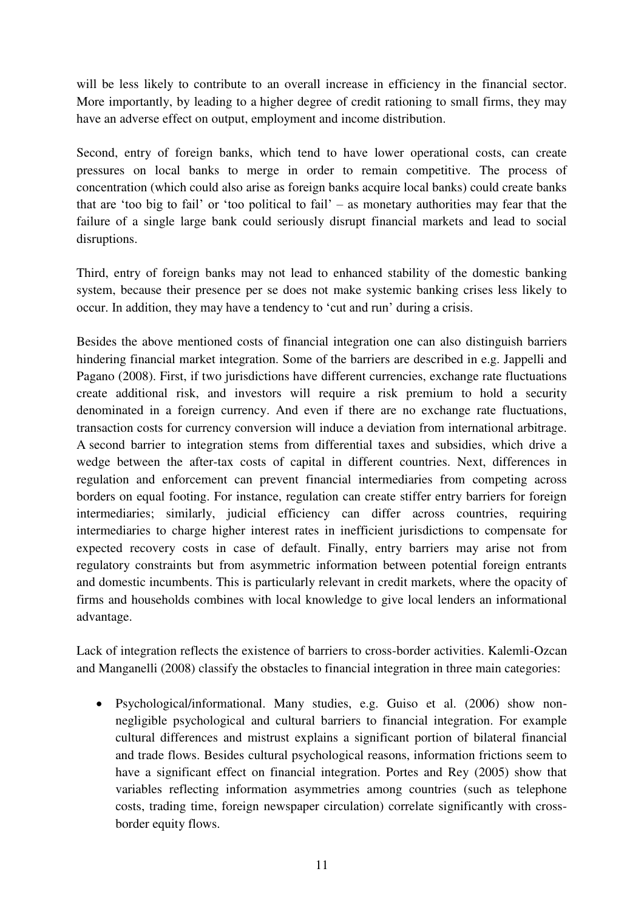will be less likely to contribute to an overall increase in efficiency in the financial sector. More importantly, by leading to a higher degree of credit rationing to small firms, they may have an adverse effect on output, employment and income distribution.

Second, entry of foreign banks, which tend to have lower operational costs, can create pressures on local banks to merge in order to remain competitive. The process of concentration (which could also arise as foreign banks acquire local banks) could create banks that are 'too big to fail' or 'too political to fail' – as monetary authorities may fear that the failure of a single large bank could seriously disrupt financial markets and lead to social disruptions.

Third, entry of foreign banks may not lead to enhanced stability of the domestic banking system, because their presence per se does not make systemic banking crises less likely to occur. In addition, they may have a tendency to 'cut and run' during a crisis.

Besides the above mentioned costs of financial integration one can also distinguish barriers hindering financial market integration. Some of the barriers are described in e.g. Jappelli and Pagano (2008). First, if two jurisdictions have different currencies, exchange rate fluctuations create additional risk, and investors will require a risk premium to hold a security denominated in a foreign currency. And even if there are no exchange rate fluctuations, transaction costs for currency conversion will induce a deviation from international arbitrage. A second barrier to integration stems from differential taxes and subsidies, which drive a wedge between the after-tax costs of capital in different countries. Next, differences in regulation and enforcement can prevent financial intermediaries from competing across borders on equal footing. For instance, regulation can create stiffer entry barriers for foreign intermediaries; similarly, judicial efficiency can differ across countries, requiring intermediaries to charge higher interest rates in inefficient jurisdictions to compensate for expected recovery costs in case of default. Finally, entry barriers may arise not from regulatory constraints but from asymmetric information between potential foreign entrants and domestic incumbents. This is particularly relevant in credit markets, where the opacity of firms and households combines with local knowledge to give local lenders an informational advantage.

Lack of integration reflects the existence of barriers to cross-border activities. Kalemli-Ozcan and Manganelli (2008) classify the obstacles to financial integration in three main categories:

- Psychological/informational. Many studies, e.g. Guiso et al. (2006) show non-negligible psychological and cultural barriers to financial integration. For example cultural differences and mistrust explains a significant portion of bilateral financial and trade flows. Besides cultural psychological reasons, information frictions seem to have a significant effect on financial integration. Portes and Rey (2005) show that variables reflecting information asymmetries among countries (such as telephone costs, trading time, foreign newspaper circulation) correlate significantly with cross-border equity flows.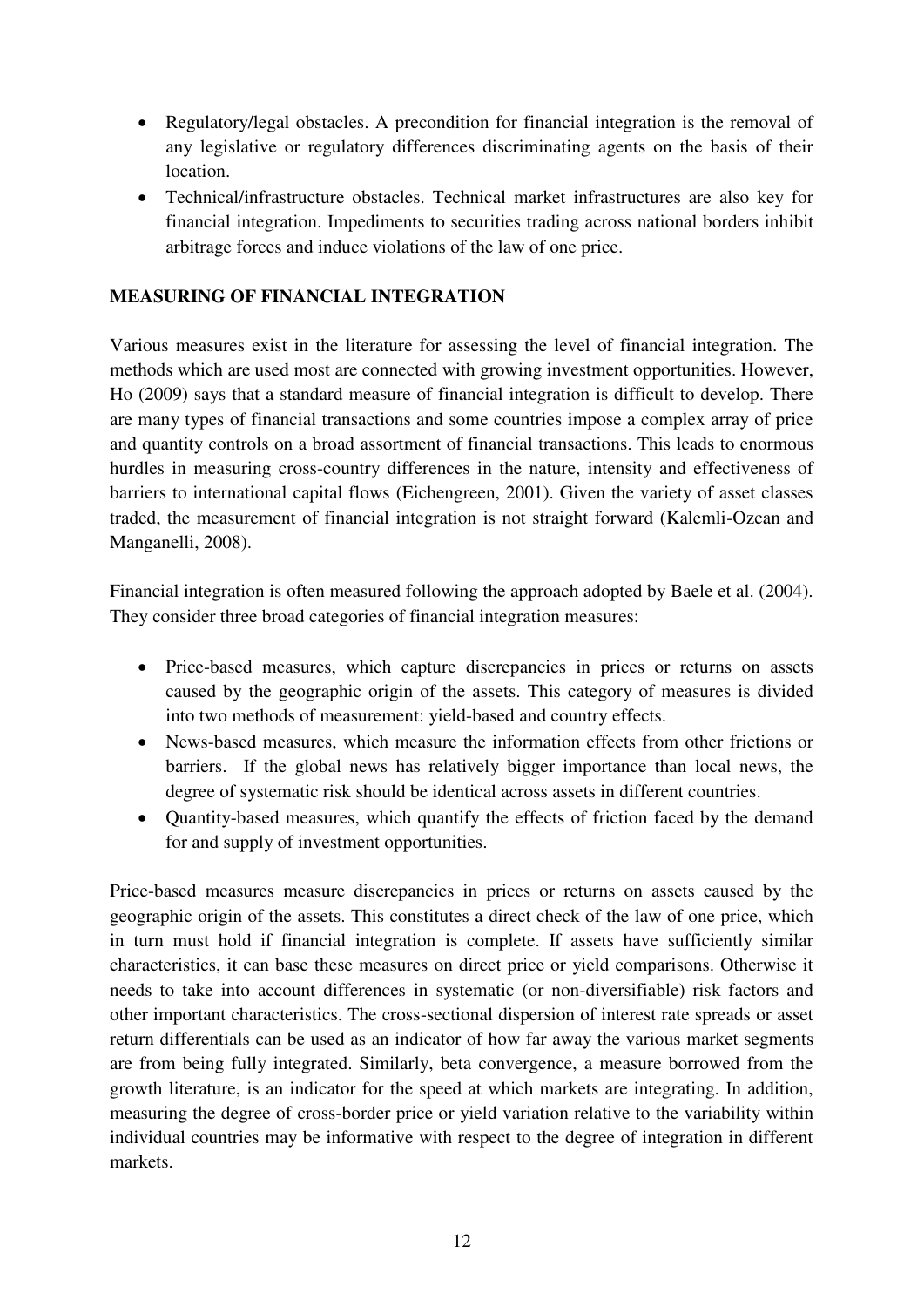- Regulatory/legal obstacles. A precondition for financial integration is the removal of any legislative or regulatory differences discriminating agents on the basis of their location.
- Technical/infrastructure obstacles. Technical market infrastructures are also key for financial integration. Impediments to securities trading across national borders inhibit arbitrage forces and induce violations of the law of one price.

## MEASURING OF FINANCIAL INTEGRATION

Various measures exist in the literature for assessing the level of financial integration. The methods which are used most are connected with growing investment opportunities. However, Ho (2009) says that a standard measure of financial integration is difficult to develop. There are many types of financial transactions and some countries impose a complex array of price and quantity controls on a broad assortment of financial transactions. This leads to enormous hurdles in measuring cross-country differences in the nature, intensity and effectiveness of barriers to international capital flows (Eichengreen, 2001). Given the variety of asset classes traded, the measurement of financial integration is not straight forward (Kalemli-Ozcan and Manganelli, 2008).

Financial integration is often measured following the approach adopted by Baele et al. (2004). They consider three broad categories of financial integration measures:

- Price-based measures, which capture discrepancies in prices or returns on assets caused by the geographic origin of the assets. This category of measures is divided into two methods of measurement: yield-based and country effects.
- News-based measures, which measure the information effects from other frictions or barriers. If the global news has relatively bigger importance than local news, the degree of systematic risk should be identical across assets in different countries.
- Quantity-based measures, which quantify the effects of friction faced by the demand for and supply of investment opportunities.

Price-based measures measure discrepancies in prices or returns on assets caused by the geographic origin of the assets. This constitutes a direct check of the law of one price, which in turn must hold if financial integration is complete. If assets have sufficiently similar characteristics, it can base these measures on direct price or yield comparisons. Otherwise it needs to take into account differences in systematic (or non-diversifiable) risk factors and other important characteristics. The cross-sectional dispersion of interest rate spreads or asset return differentials can be used as an indicator of how far away the various market segments are from being fully integrated. Similarly, beta convergence, a measure borrowed from the growth literature, is an indicator for the speed at which markets are integrating. In addition, measuring the degree of cross-border price or yield variation relative to the variability within individual countries may be informative with respect to the degree of integration in different markets.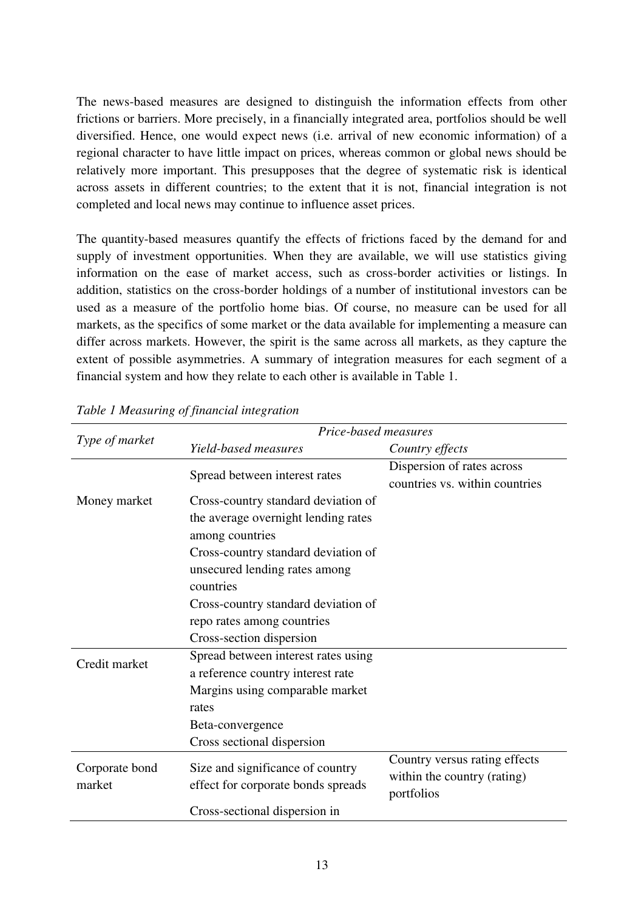The news-based measures are designed to distinguish the information effects from other frictions or barriers. More precisely, in a financially integrated area, portfolios should be well diversified. Hence, one would expect news (i.e. arrival of new economic information) of a regional character to have little impact on prices, whereas common or global news should be relatively more important. This presupposes that the degree of systematic risk is identical across assets in different countries; to the extent that it is not, financial integration is not completed and local news may continue to influence asset prices.

The quantity-based measures quantify the effects of frictions faced by the demand for and supply of investment opportunities. When they are available, we will use statistics giving information on the ease of market access, such as cross-border activities or listings. In addition, statistics on the cross-border holdings of a number of institutional investors can be used as a measure of the portfolio home bias. Of course, no measure can be used for all markets, as the specifics of some market or the data available for implementing a measure can differ across markets. However, the spirit is the same across all markets, as they capture the extent of possible asymmetries. A summary of integration measures for each segment of a financial system and how they relate to each other is available in Table 1.

*Table 1 Measuring of financial integration*

| *Type of market* | *Price-based measures* | |
|---|---|---|
| | *Yield-based measures* | *Country effects* |
| Money market | Spread between interest rates | Dispersion of rates across countries vs. within countries |
| | Cross-country standard deviation of the average overnight lending rates among countries | |
| | Cross-country standard deviation of unsecured lending rates among countries | |
| | Cross-country standard deviation of repo rates among countries | |
| | Cross-section dispersion | |
| Credit market | Spread between interest rates using a reference country interest rate | |
| | Margins using comparable market rates | |
| | Beta-convergence | |
| | Cross sectional dispersion | |
| Corporate bond market | Size and significance of country effect for corporate bonds spreads | Country versus rating effects within the country (rating) portfolios |
| | Cross-sectional dispersion in | |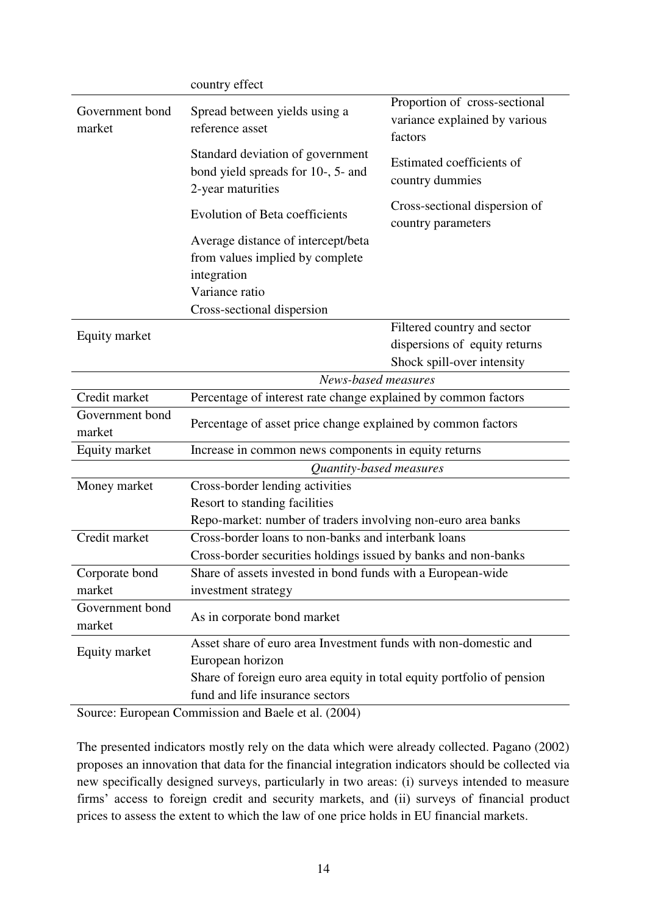| | | |
|---|---|---|
| | country effect | |
| Government bond market | Spread between yields using a reference asset | Proportion of cross-sectional variance explained by various factors |
| | Standard deviation of government bond yield spreads for 10-, 5- and 2-year maturities | Estimated coefficients of country dummies |
| | Evolution of Beta coefficients | Cross-sectional dispersion of country parameters |
| | Average distance of intercept/beta from values implied by complete integration | |
| | Variance ratio | |
| | Cross-sectional dispersion | |
| Equity market | | Filtered country and sector dispersions of equity returns<br>Shock spill-over intensity |
| | *News-based measures* | |
| Credit market | Percentage of interest rate change explained by common factors | |
| Government bond market | Percentage of asset price change explained by common factors | |
| Equity market | Increase in common news components in equity returns | |
| | *Quantity-based measures* | |
| Money market | Cross-border lending activities<br>Resort to standing facilities<br>Repo-market: number of traders involving non-euro area banks | |
| Credit market | Cross-border loans to non-banks and interbank loans<br>Cross-border securities holdings issued by banks and non-banks | |
| Corporate bond market | Share of assets invested in bond funds with a European-wide investment strategy | |
| Government bond market | As in corporate bond market | |
| Equity market | Asset share of euro area Investment funds with non-domestic and European horizon<br>Share of foreign euro area equity in total equity portfolio of pension fund and life insurance sectors | |

Source: European Commission and Baele et al. (2004)

The presented indicators mostly rely on the data which were already collected. Pagano (2002) proposes an innovation that data for the financial integration indicators should be collected via new specifically designed surveys, particularly in two areas: (i) surveys intended to measure firms' access to foreign credit and security markets, and (ii) surveys of financial product prices to assess the extent to which the law of one price holds in EU financial markets.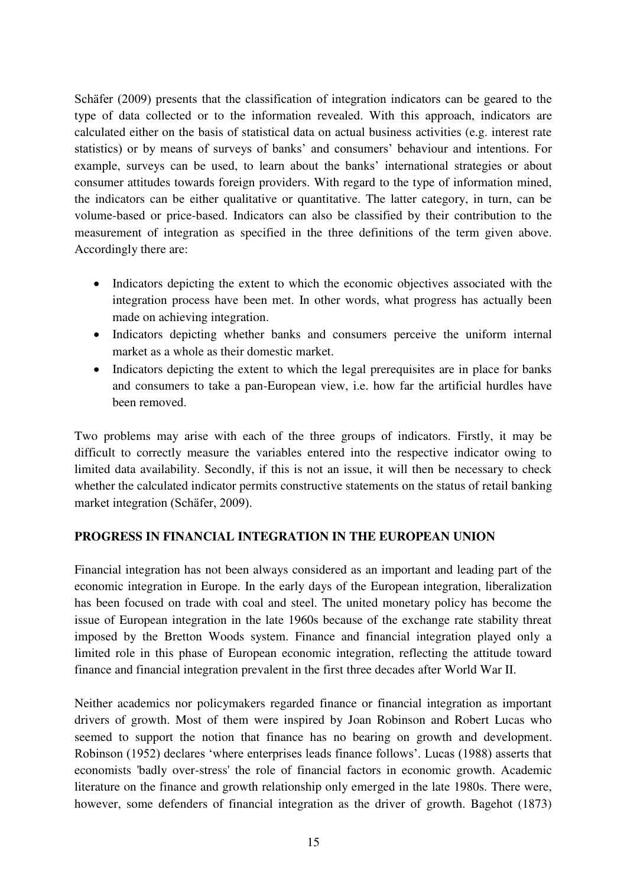Schäfer (2009) presents that the classification of integration indicators can be geared to the type of data collected or to the information revealed. With this approach, indicators are calculated either on the basis of statistical data on actual business activities (e.g. interest rate statistics) or by means of surveys of banks' and consumers' behaviour and intentions. For example, surveys can be used, to learn about the banks' international strategies or about consumer attitudes towards foreign providers. With regard to the type of information mined, the indicators can be either qualitative or quantitative. The latter category, in turn, can be volume-based or price-based. Indicators can also be classified by their contribution to the measurement of integration as specified in the three definitions of the term given above. Accordingly there are:

- Indicators depicting the extent to which the economic objectives associated with the integration process have been met. In other words, what progress has actually been made on achieving integration.
- Indicators depicting whether banks and consumers perceive the uniform internal market as a whole as their domestic market.
- Indicators depicting the extent to which the legal prerequisites are in place for banks and consumers to take a pan-European view, i.e. how far the artificial hurdles have been removed.

Two problems may arise with each of the three groups of indicators. Firstly, it may be difficult to correctly measure the variables entered into the respective indicator owing to limited data availability. Secondly, if this is not an issue, it will then be necessary to check whether the calculated indicator permits constructive statements on the status of retail banking market integration (Schäfer, 2009).

## PROGRESS IN FINANCIAL INTEGRATION IN THE EUROPEAN UNION

Financial integration has not been always considered as an important and leading part of the economic integration in Europe. In the early days of the European integration, liberalization has been focused on trade with coal and steel. The united monetary policy has become the issue of European integration in the late 1960s because of the exchange rate stability threat imposed by the Bretton Woods system. Finance and financial integration played only a limited role in this phase of European economic integration, reflecting the attitude toward finance and financial integration prevalent in the first three decades after World War II.

Neither academics nor policymakers regarded finance or financial integration as important drivers of growth. Most of them were inspired by Joan Robinson and Robert Lucas who seemed to support the notion that finance has no bearing on growth and development. Robinson (1952) declares 'where enterprises leads finance follows'. Lucas (1988) asserts that economists 'badly over-stress' the role of financial factors in economic growth. Academic literature on the finance and growth relationship only emerged in the late 1980s. There were, however, some defenders of financial integration as the driver of growth. Bagehot (1873)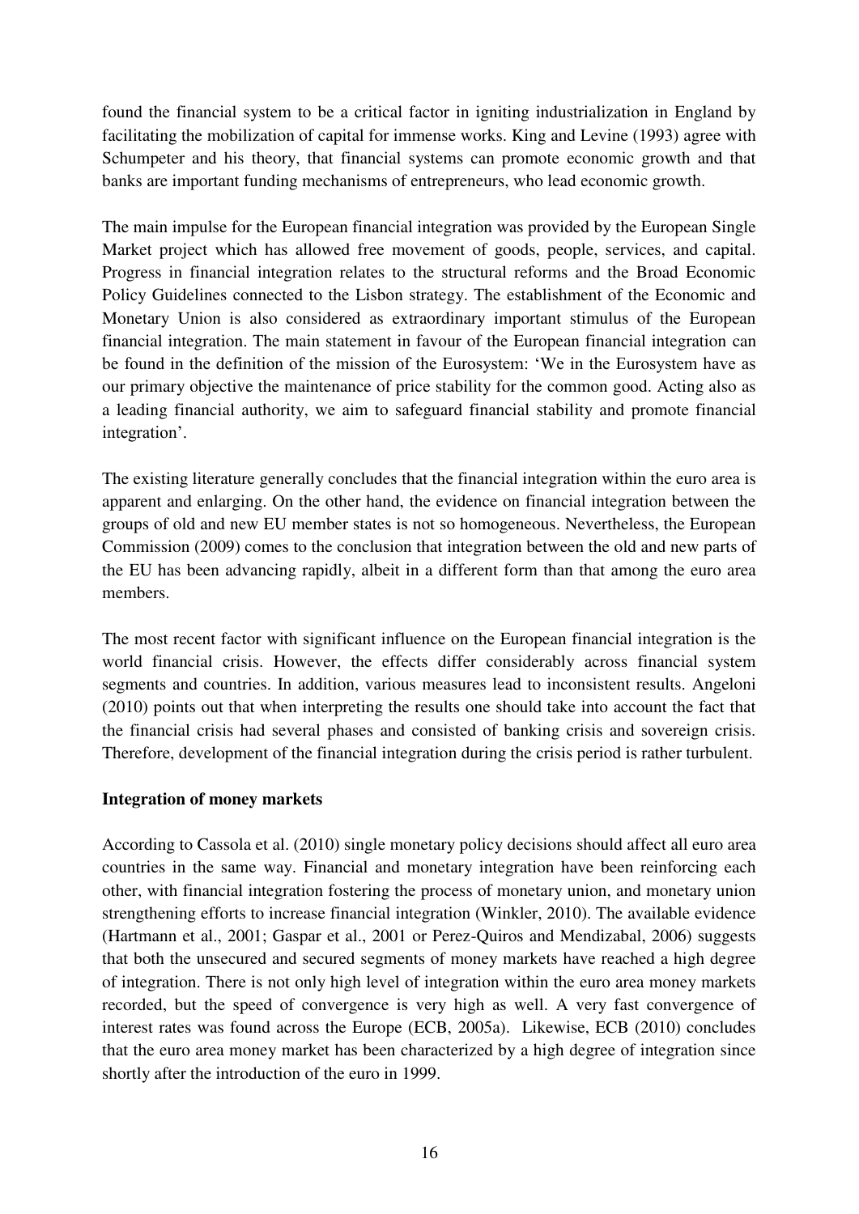found the financial system to be a critical factor in igniting industrialization in England by facilitating the mobilization of capital for immense works. King and Levine (1993) agree with Schumpeter and his theory, that financial systems can promote economic growth and that banks are important funding mechanisms of entrepreneurs, who lead economic growth.

The main impulse for the European financial integration was provided by the European Single Market project which has allowed free movement of goods, people, services, and capital. Progress in financial integration relates to the structural reforms and the Broad Economic Policy Guidelines connected to the Lisbon strategy. The establishment of the Economic and Monetary Union is also considered as extraordinary important stimulus of the European financial integration. The main statement in favour of the European financial integration can be found in the definition of the mission of the Eurosystem: 'We in the Eurosystem have as our primary objective the maintenance of price stability for the common good. Acting also as a leading financial authority, we aim to safeguard financial stability and promote financial integration'.

The existing literature generally concludes that the financial integration within the euro area is apparent and enlarging. On the other hand, the evidence on financial integration between the groups of old and new EU member states is not so homogeneous. Nevertheless, the European Commission (2009) comes to the conclusion that integration between the old and new parts of the EU has been advancing rapidly, albeit in a different form than that among the euro area members.

The most recent factor with significant influence on the European financial integration is the world financial crisis. However, the effects differ considerably across financial system segments and countries. In addition, various measures lead to inconsistent results. Angeloni (2010) points out that when interpreting the results one should take into account the fact that the financial crisis had several phases and consisted of banking crisis and sovereign crisis. Therefore, development of the financial integration during the crisis period is rather turbulent.

**Integration of money markets**

According to Cassola et al. (2010) single monetary policy decisions should affect all euro area countries in the same way. Financial and monetary integration have been reinforcing each other, with financial integration fostering the process of monetary union, and monetary union strengthening efforts to increase financial integration (Winkler, 2010). The available evidence (Hartmann et al., 2001; Gaspar et al., 2001 or Perez-Quiros and Mendizabal, 2006) suggests that both the unsecured and secured segments of money markets have reached a high degree of integration. There is not only high level of integration within the euro area money markets recorded, but the speed of convergence is very high as well. A very fast convergence of interest rates was found across the Europe (ECB, 2005a). Likewise, ECB (2010) concludes that the euro area money market has been characterized by a high degree of integration since shortly after the introduction of the euro in 1999.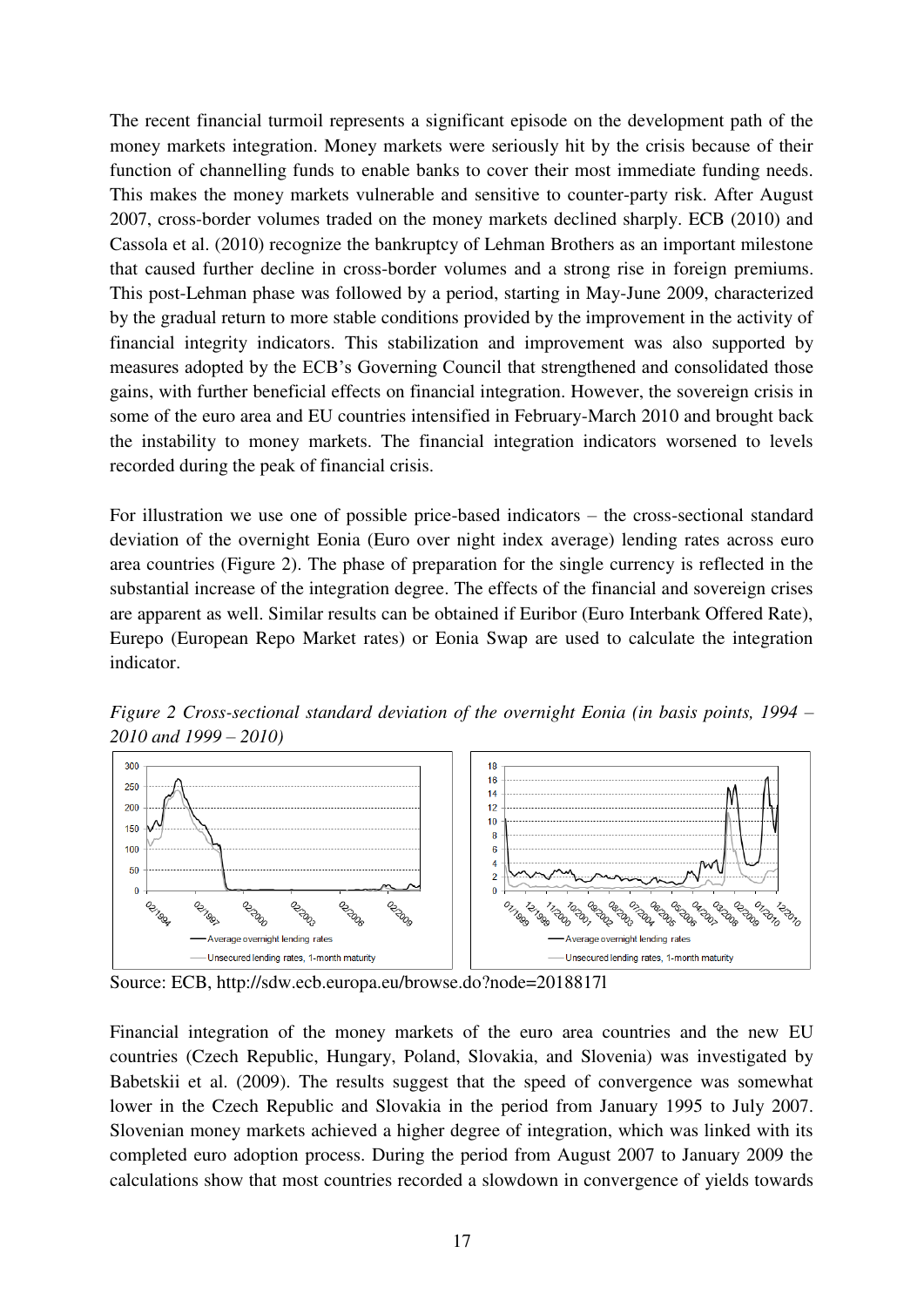The recent financial turmoil represents a significant episode on the development path of the money markets integration. Money markets were seriously hit by the crisis because of their function of channelling funds to enable banks to cover their most immediate funding needs. This makes the money markets vulnerable and sensitive to counter-party risk. After August 2007, cross-border volumes traded on the money markets declined sharply. ECB (2010) and Cassola et al. (2010) recognize the bankruptcy of Lehman Brothers as an important milestone that caused further decline in cross-border volumes and a strong rise in foreign premiums. This post-Lehman phase was followed by a period, starting in May-June 2009, characterized by the gradual return to more stable conditions provided by the improvement in the activity of financial integrity indicators. This stabilization and improvement was also supported by measures adopted by the ECB's Governing Council that strengthened and consolidated those gains, with further beneficial effects on financial integration. However, the sovereign crisis in some of the euro area and EU countries intensified in February-March 2010 and brought back the instability to money markets. The financial integration indicators worsened to levels recorded during the peak of financial crisis.

For illustration we use one of possible price-based indicators – the cross-sectional standard deviation of the overnight Eonia (Euro over night index average) lending rates across euro area countries (Figure 2). The phase of preparation for the single currency is reflected in the substantial increase of the integration degree. The effects of the financial and sovereign crises are apparent as well. Similar results can be obtained if Euribor (Euro Interbank Offered Rate), Eurepo (European Repo Market rates) or Eonia Swap are used to calculate the integration indicator.

*Figure 2 Cross-sectional standard deviation of the overnight Eonia (in basis points, 1994 – 2010 and 1999 – 2010)*

Source: ECB, http://sdw.ecb.europa.eu/browse.do?node=2018817l

Financial integration of the money markets of the euro area countries and the new EU countries (Czech Republic, Hungary, Poland, Slovakia, and Slovenia) was investigated by Babetskii et al. (2009). The results suggest that the speed of convergence was somewhat lower in the Czech Republic and Slovakia in the period from January 1995 to July 2007. Slovenian money markets achieved a higher degree of integration, which was linked with its completed euro adoption process. During the period from August 2007 to January 2009 the calculations show that most countries recorded a slowdown in convergence of yields towards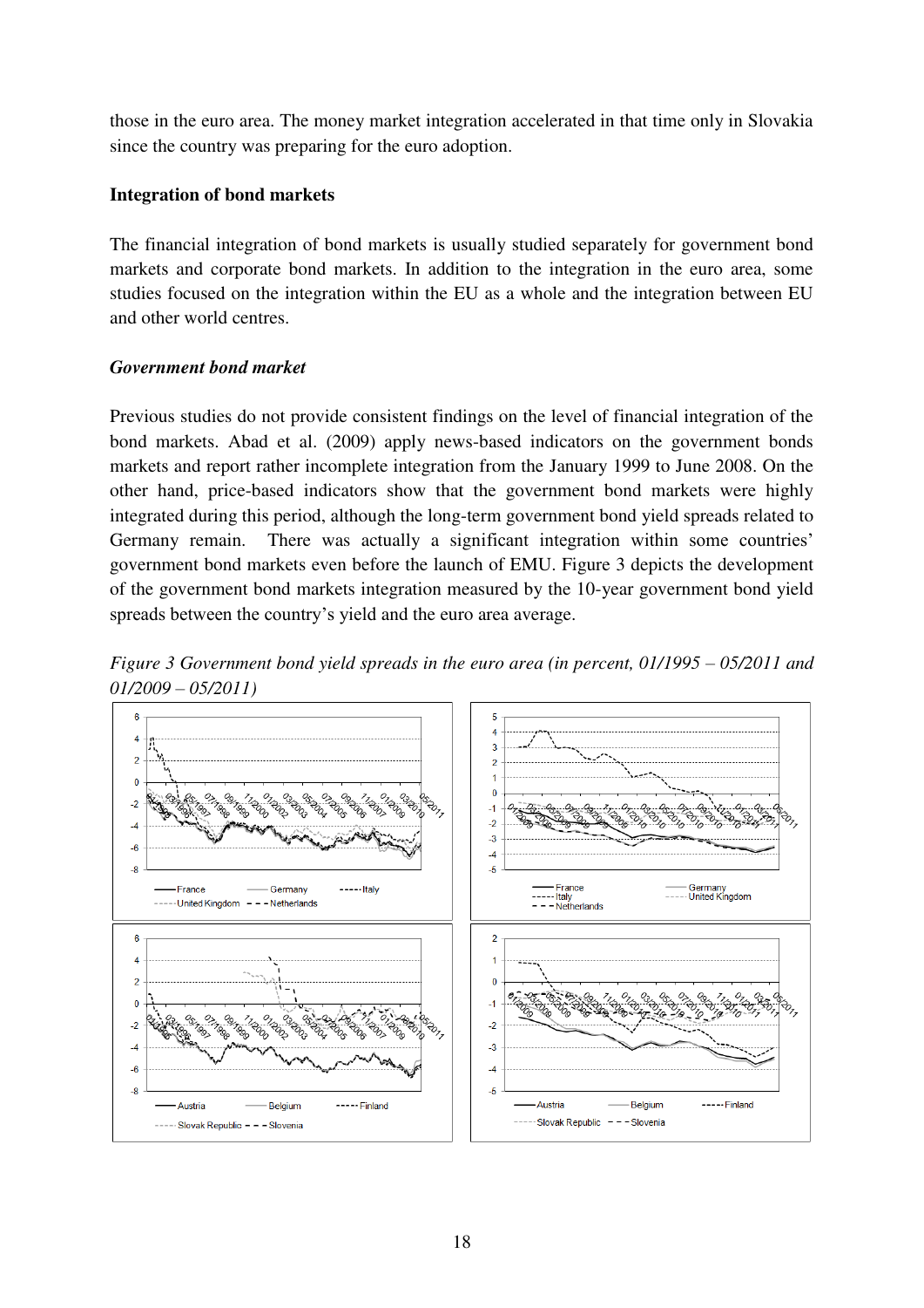those in the euro area. The money market integration accelerated in that time only in Slovakia since the country was preparing for the euro adoption.

**Integration of bond markets**

The financial integration of bond markets is usually studied separately for government bond markets and corporate bond markets. In addition to the integration in the euro area, some studies focused on the integration within the EU as a whole and the integration between EU and other world centres.

***Government bond market***

Previous studies do not provide consistent findings on the level of financial integration of the bond markets. Abad et al. (2009) apply news-based indicators on the government bonds markets and report rather incomplete integration from the January 1999 to June 2008. On the other hand, price-based indicators show that the government bond markets were highly integrated during this period, although the long-term government bond yield spreads related to Germany remain. There was actually a significant integration within some countries' government bond markets even before the launch of EMU. Figure 3 depicts the development of the government bond markets integration measured by the 10-year government bond yield spreads between the country's yield and the euro area average.

*Figure 3 Government bond yield spreads in the euro area (in percent, 01/1995 – 05/2011 and 01/2009 – 05/2011)*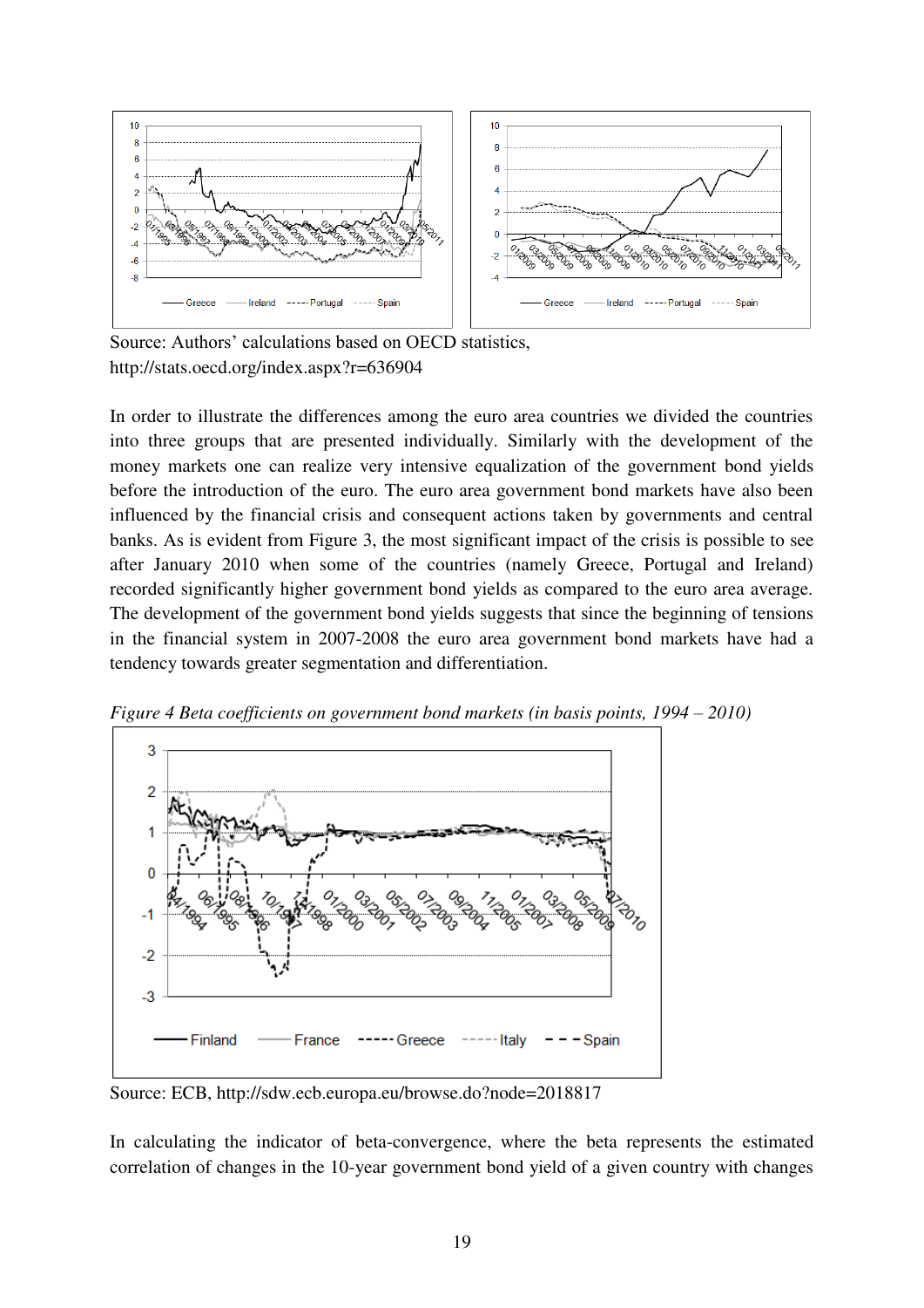Source: Authors' calculations based on OECD statistics, http://stats.oecd.org/index.aspx?r=636904

In order to illustrate the differences among the euro area countries we divided the countries into three groups that are presented individually. Similarly with the development of the money markets one can realize very intensive equalization of the government bond yields before the introduction of the euro. The euro area government bond markets have also been influenced by the financial crisis and consequent actions taken by governments and central banks. As is evident from Figure 3, the most significant impact of the crisis is possible to see after January 2010 when some of the countries (namely Greece, Portugal and Ireland) recorded significantly higher government bond yields as compared to the euro area average. The development of the government bond yields suggests that since the beginning of tensions in the financial system in 2007-2008 the euro area government bond markets have had a tendency towards greater segmentation and differentiation.

*Figure 4 Beta coefficients on government bond markets (in basis points, 1994 – 2010)*

Source: ECB, http://sdw.ecb.europa.eu/browse.do?node=2018817

In calculating the indicator of beta-convergence, where the beta represents the estimated correlation of changes in the 10-year government bond yield of a given country with changes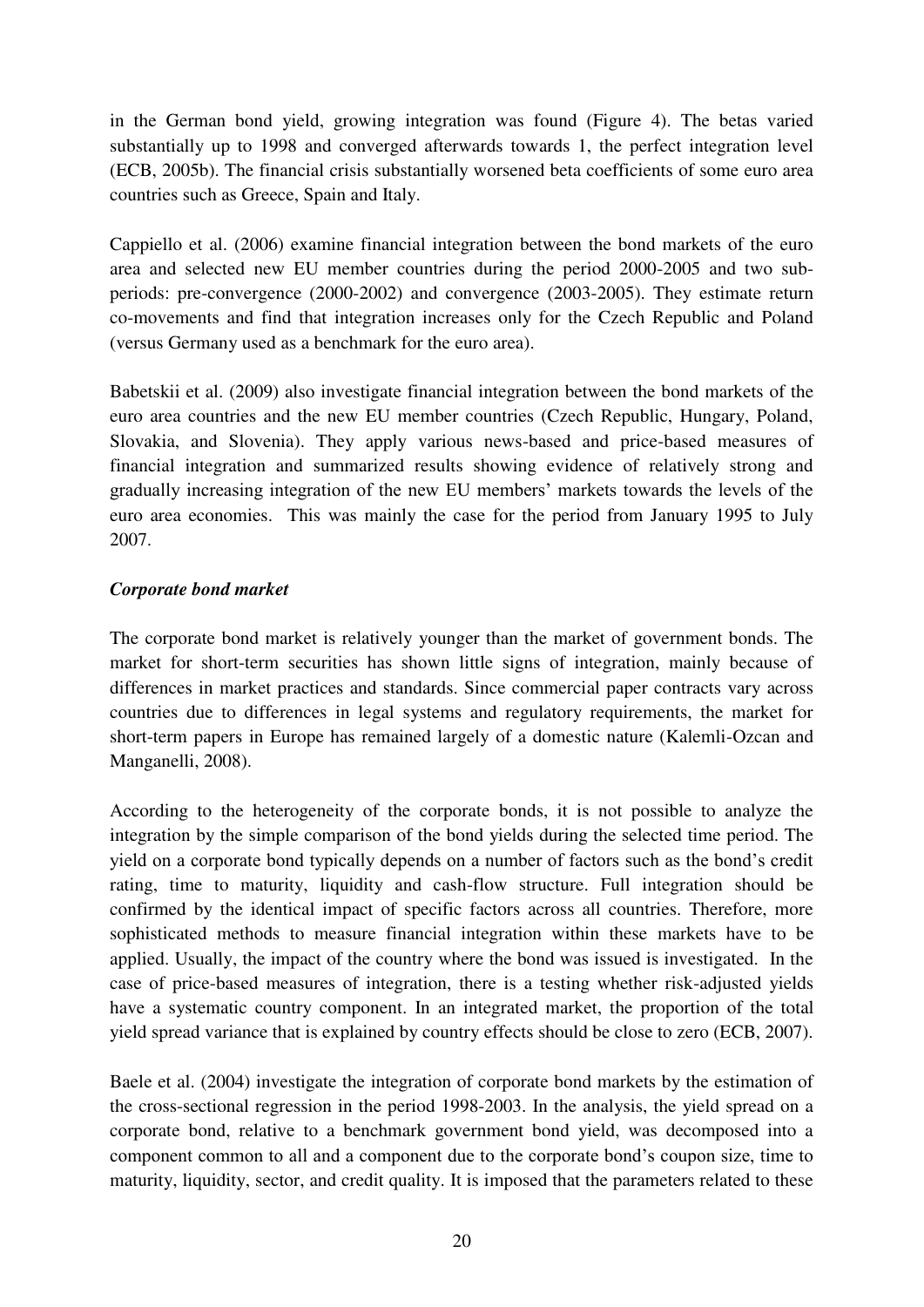in the German bond yield, growing integration was found (Figure 4). The betas varied substantially up to 1998 and converged afterwards towards 1, the perfect integration level (ECB, 2005b). The financial crisis substantially worsened beta coefficients of some euro area countries such as Greece, Spain and Italy.

Cappiello et al. (2006) examine financial integration between the bond markets of the euro area and selected new EU member countries during the period 2000-2005 and two sub-periods: pre-convergence (2000-2002) and convergence (2003-2005). They estimate return co-movements and find that integration increases only for the Czech Republic and Poland (versus Germany used as a benchmark for the euro area).

Babetskii et al. (2009) also investigate financial integration between the bond markets of the euro area countries and the new EU member countries (Czech Republic, Hungary, Poland, Slovakia, and Slovenia). They apply various news-based and price-based measures of financial integration and summarized results showing evidence of relatively strong and gradually increasing integration of the new EU members' markets towards the levels of the euro area economies. This was mainly the case for the period from January 1995 to July 2007.

***Corporate bond market***

The corporate bond market is relatively younger than the market of government bonds. The market for short-term securities has shown little signs of integration, mainly because of differences in market practices and standards. Since commercial paper contracts vary across countries due to differences in legal systems and regulatory requirements, the market for short-term papers in Europe has remained largely of a domestic nature (Kalemli-Ozcan and Manganelli, 2008).

According to the heterogeneity of the corporate bonds, it is not possible to analyze the integration by the simple comparison of the bond yields during the selected time period. The yield on a corporate bond typically depends on a number of factors such as the bond's credit rating, time to maturity, liquidity and cash-flow structure. Full integration should be confirmed by the identical impact of specific factors across all countries. Therefore, more sophisticated methods to measure financial integration within these markets have to be applied. Usually, the impact of the country where the bond was issued is investigated. In the case of price-based measures of integration, there is a testing whether risk-adjusted yields have a systematic country component. In an integrated market, the proportion of the total yield spread variance that is explained by country effects should be close to zero (ECB, 2007).

Baele et al. (2004) investigate the integration of corporate bond markets by the estimation of the cross-sectional regression in the period 1998-2003. In the analysis, the yield spread on a corporate bond, relative to a benchmark government bond yield, was decomposed into a component common to all and a component due to the corporate bond's coupon size, time to maturity, liquidity, sector, and credit quality. It is imposed that the parameters related to these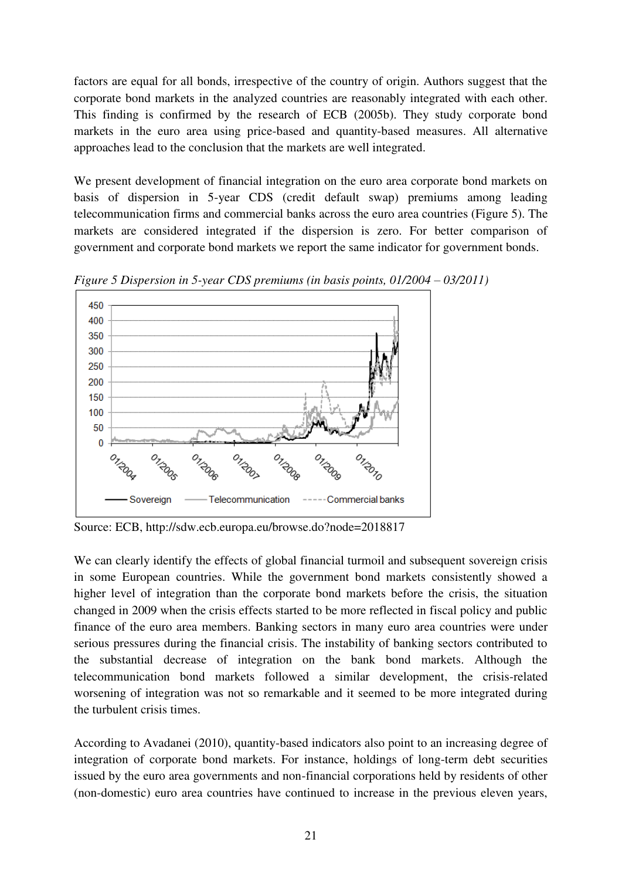factors are equal for all bonds, irrespective of the country of origin. Authors suggest that the corporate bond markets in the analyzed countries are reasonably integrated with each other. This finding is confirmed by the research of ECB (2005b). They study corporate bond markets in the euro area using price-based and quantity-based measures. All alternative approaches lead to the conclusion that the markets are well integrated.

We present development of financial integration on the euro area corporate bond markets on basis of dispersion in 5-year CDS (credit default swap) premiums among leading telecommunication firms and commercial banks across the euro area countries (Figure 5). The markets are considered integrated if the dispersion is zero. For better comparison of government and corporate bond markets we report the same indicator for government bonds.

*Figure 5 Dispersion in 5-year CDS premiums (in basis points, 01/2004 – 03/2011)*

Source: ECB, http://sdw.ecb.europa.eu/browse.do?node=2018817

We can clearly identify the effects of global financial turmoil and subsequent sovereign crisis in some European countries. While the government bond markets consistently showed a higher level of integration than the corporate bond markets before the crisis, the situation changed in 2009 when the crisis effects started to be more reflected in fiscal policy and public finance of the euro area members. Banking sectors in many euro area countries were under serious pressures during the financial crisis. The instability of banking sectors contributed to the substantial decrease of integration on the bank bond markets. Although the telecommunication bond markets followed a similar development, the crisis-related worsening of integration was not so remarkable and it seemed to be more integrated during the turbulent crisis times.

According to Avadanei (2010), quantity-based indicators also point to an increasing degree of integration of corporate bond markets. For instance, holdings of long-term debt securities issued by the euro area governments and non-financial corporations held by residents of other (non-domestic) euro area countries have continued to increase in the previous eleven years,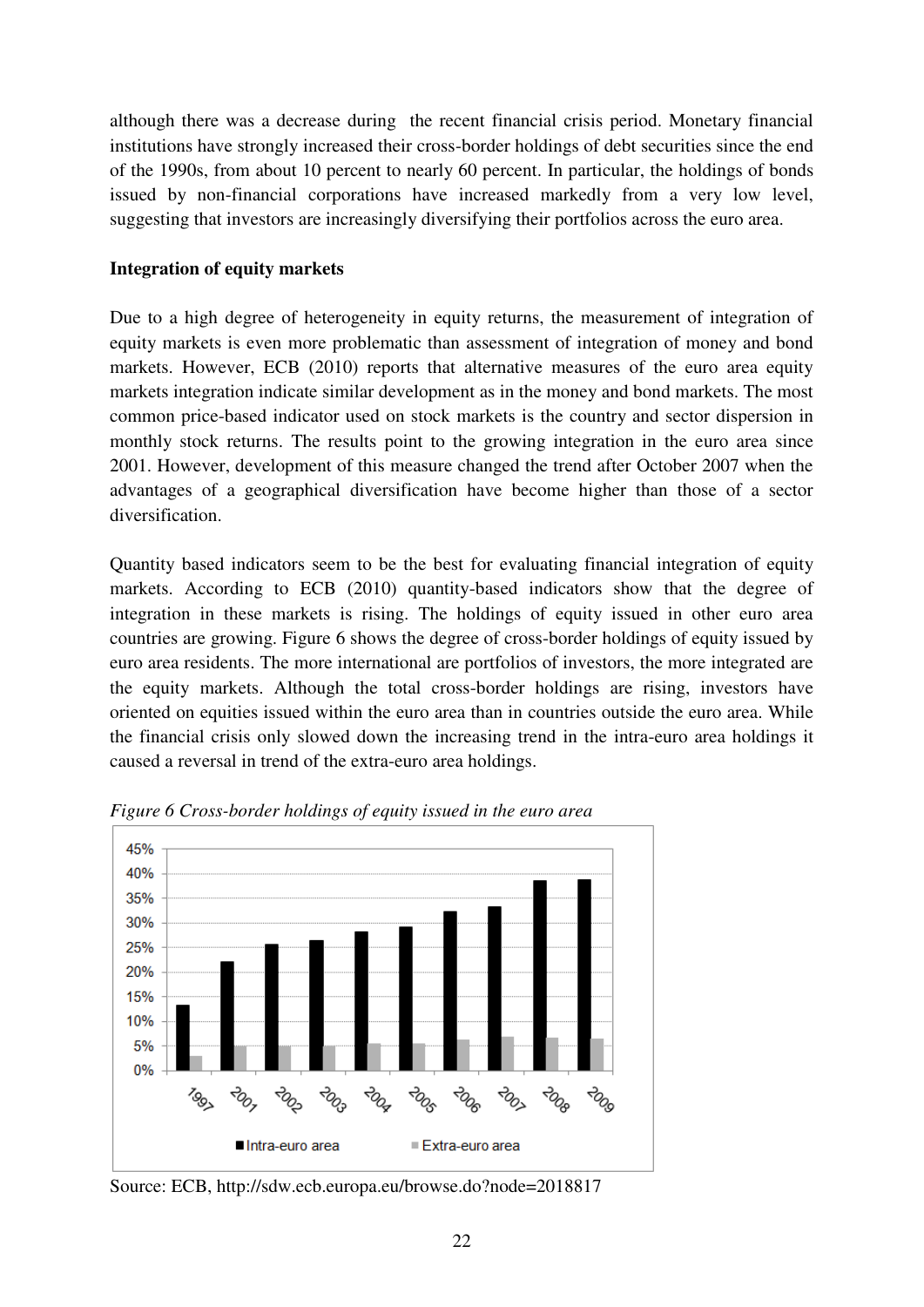although there was a decrease during the recent financial crisis period. Monetary financial institutions have strongly increased their cross-border holdings of debt securities since the end of the 1990s, from about 10 percent to nearly 60 percent. In particular, the holdings of bonds issued by non-financial corporations have increased markedly from a very low level, suggesting that investors are increasingly diversifying their portfolios across the euro area.

**Integration of equity markets**

Due to a high degree of heterogeneity in equity returns, the measurement of integration of equity markets is even more problematic than assessment of integration of money and bond markets. However, ECB (2010) reports that alternative measures of the euro area equity markets integration indicate similar development as in the money and bond markets. The most common price-based indicator used on stock markets is the country and sector dispersion in monthly stock returns. The results point to the growing integration in the euro area since 2001. However, development of this measure changed the trend after October 2007 when the advantages of a geographical diversification have become higher than those of a sector diversification.

Quantity based indicators seem to be the best for evaluating financial integration of equity markets. According to ECB (2010) quantity-based indicators show that the degree of integration in these markets is rising. The holdings of equity issued in other euro area countries are growing. Figure 6 shows the degree of cross-border holdings of equity issued by euro area residents. The more international are portfolios of investors, the more integrated are the equity markets. Although the total cross-border holdings are rising, investors have oriented on equities issued within the euro area than in countries outside the euro area. While the financial crisis only slowed down the increasing trend in the intra-euro area holdings it caused a reversal in trend of the extra-euro area holdings.

*Figure 6 Cross-border holdings of equity issued in the euro area*

Source: ECB, http://sdw.ecb.europa.eu/browse.do?node=2018817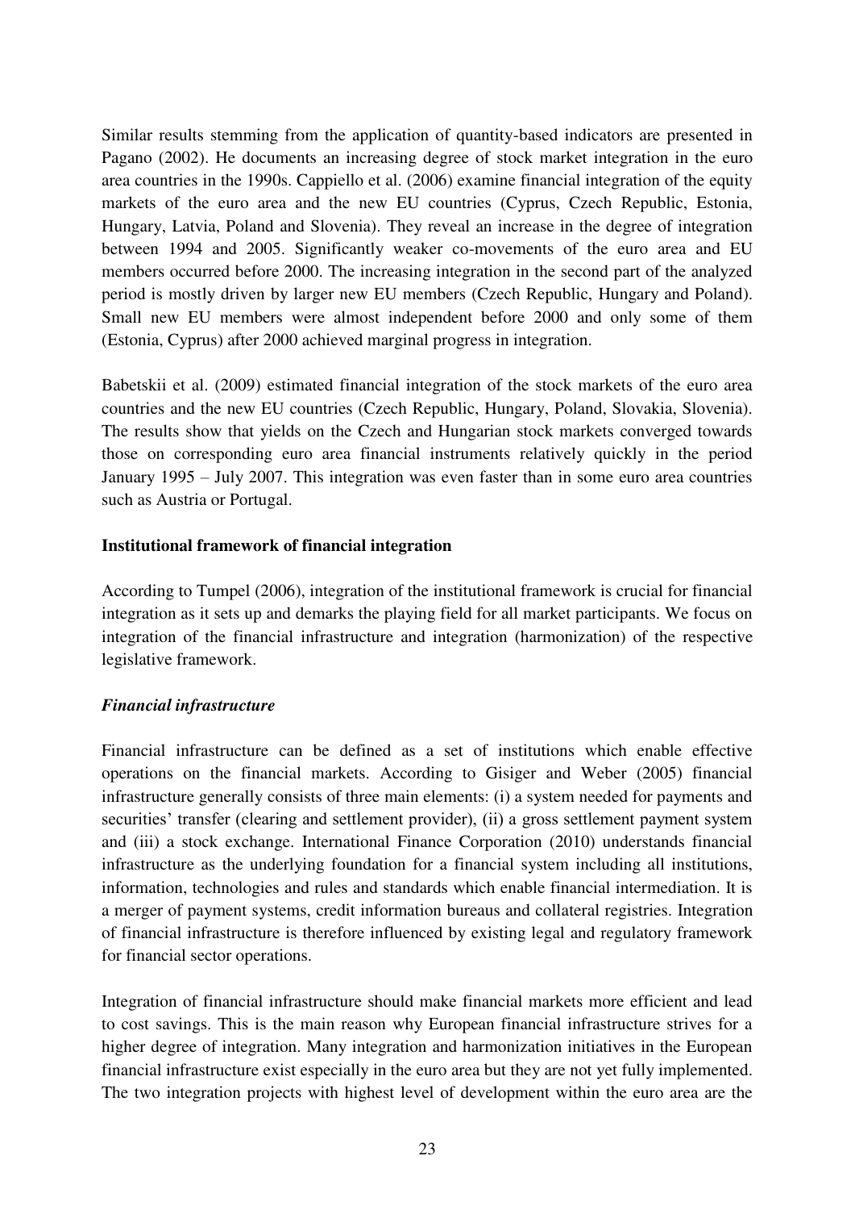Similar results stemming from the application of quantity-based indicators are presented in Pagano (2002). He documents an increasing degree of stock market integration in the euro area countries in the 1990s. Cappiello et al. (2006) examine financial integration of the equity markets of the euro area and the new EU countries (Cyprus, Czech Republic, Estonia, Hungary, Latvia, Poland and Slovenia). They reveal an increase in the degree of integration between 1994 and 2005. Significantly weaker co-movements of the euro area and EU members occurred before 2000. The increasing integration in the second part of the analyzed period is mostly driven by larger new EU members (Czech Republic, Hungary and Poland). Small new EU members were almost independent before 2000 and only some of them (Estonia, Cyprus) after 2000 achieved marginal progress in integration.

Babetskii et al. (2009) estimated financial integration of the stock markets of the euro area countries and the new EU countries (Czech Republic, Hungary, Poland, Slovakia, Slovenia). The results show that yields on the Czech and Hungarian stock markets converged towards those on corresponding euro area financial instruments relatively quickly in the period January 1995 – July 2007. This integration was even faster than in some euro area countries such as Austria or Portugal.

**Institutional framework of financial integration**

According to Tumpel (2006), integration of the institutional framework is crucial for financial integration as it sets up and demarks the playing field for all market participants. We focus on integration of the financial infrastructure and integration (harmonization) of the respective legislative framework.

***Financial infrastructure***

Financial infrastructure can be defined as a set of institutions which enable effective operations on the financial markets. According to Gisiger and Weber (2005) financial infrastructure generally consists of three main elements: (i) a system needed for payments and securities' transfer (clearing and settlement provider), (ii) a gross settlement payment system and (iii) a stock exchange. International Finance Corporation (2010) understands financial infrastructure as the underlying foundation for a financial system including all institutions, information, technologies and rules and standards which enable financial intermediation. It is a merger of payment systems, credit information bureaus and collateral registries. Integration of financial infrastructure is therefore influenced by existing legal and regulatory framework for financial sector operations.

Integration of financial infrastructure should make financial markets more efficient and lead to cost savings. This is the main reason why European financial infrastructure strives for a higher degree of integration. Many integration and harmonization initiatives in the European financial infrastructure exist especially in the euro area but they are not yet fully implemented. The two integration projects with highest level of development within the euro area are the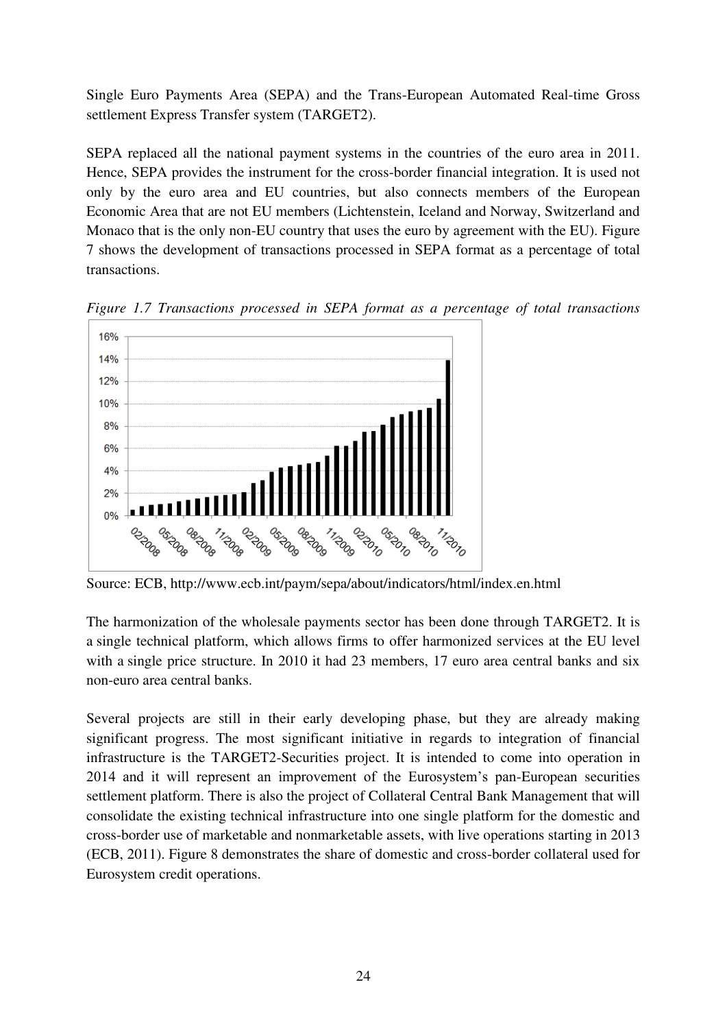Single Euro Payments Area (SEPA) and the Trans-European Automated Real-time Gross settlement Express Transfer system (TARGET2).

SEPA replaced all the national payment systems in the countries of the euro area in 2011. Hence, SEPA provides the instrument for the cross-border financial integration. It is used not only by the euro area and EU countries, but also connects members of the European Economic Area that are not EU members (Lichtenstein, Iceland and Norway, Switzerland and Monaco that is the only non-EU country that uses the euro by agreement with the EU). Figure 7 shows the development of transactions processed in SEPA format as a percentage of total transactions.

*Figure 1.7 Transactions processed in SEPA format as a percentage of total transactions*

Source: ECB, http://www.ecb.int/paym/sepa/about/indicators/html/index.en.html

The harmonization of the wholesale payments sector has been done through TARGET2. It is a single technical platform, which allows firms to offer harmonized services at the EU level with a single price structure. In 2010 it had 23 members, 17 euro area central banks and six non-euro area central banks.

Several projects are still in their early developing phase, but they are already making significant progress. The most significant initiative in regards to integration of financial infrastructure is the TARGET2-Securities project. It is intended to come into operation in 2014 and it will represent an improvement of the Eurosystem's pan-European securities settlement platform. There is also the project of Collateral Central Bank Management that will consolidate the existing technical infrastructure into one single platform for the domestic and cross-border use of marketable and nonmarketable assets, with live operations starting in 2013 (ECB, 2011). Figure 8 demonstrates the share of domestic and cross-border collateral used for Eurosystem credit operations.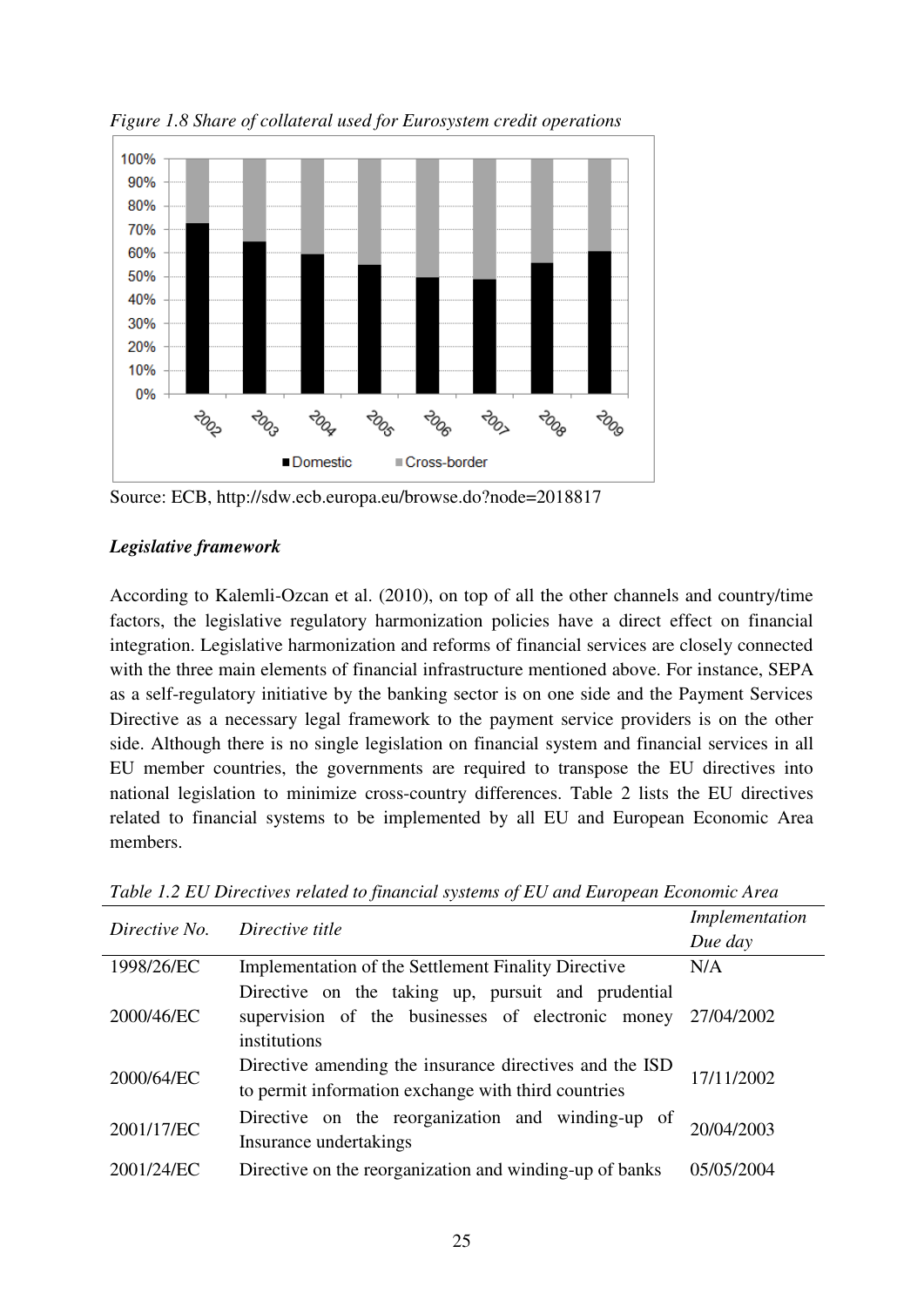*Figure 1.8 Share of collateral used for Eurosystem credit operations*

Source: ECB, http://sdw.ecb.europa.eu/browse.do?node=2018817

***Legislative framework***

According to Kalemli-Ozcan et al. (2010), on top of all the other channels and country/time factors, the legislative regulatory harmonization policies have a direct effect on financial integration. Legislative harmonization and reforms of financial services are closely connected with the three main elements of financial infrastructure mentioned above. For instance, SEPA as a self-regulatory initiative by the banking sector is on one side and the Payment Services Directive as a necessary legal framework to the payment service providers is on the other side. Although there is no single legislation on financial system and financial services in all EU member countries, the governments are required to transpose the EU directives into national legislation to minimize cross-country differences. Table 2 lists the EU directives related to financial systems to be implemented by all EU and European Economic Area members.

*Table 1.2 EU Directives related to financial systems of EU and European Economic Area*

| *Directive No.* | *Directive title* | *Implementation Due day* |
|---|---|---|
| 1998/26/EC | Implementation of the Settlement Finality Directive | N/A |
| 2000/46/EC | Directive on the taking up, pursuit and prudential supervision of the businesses of electronic money institutions | 27/04/2002 |
| 2000/64/EC | Directive amending the insurance directives and the ISD to permit information exchange with third countries | 17/11/2002 |
| 2001/17/EC | Directive on the reorganization and winding-up of Insurance undertakings | 20/04/2003 |
| 2001/24/EC | Directive on the reorganization and winding-up of banks | 05/05/2004 |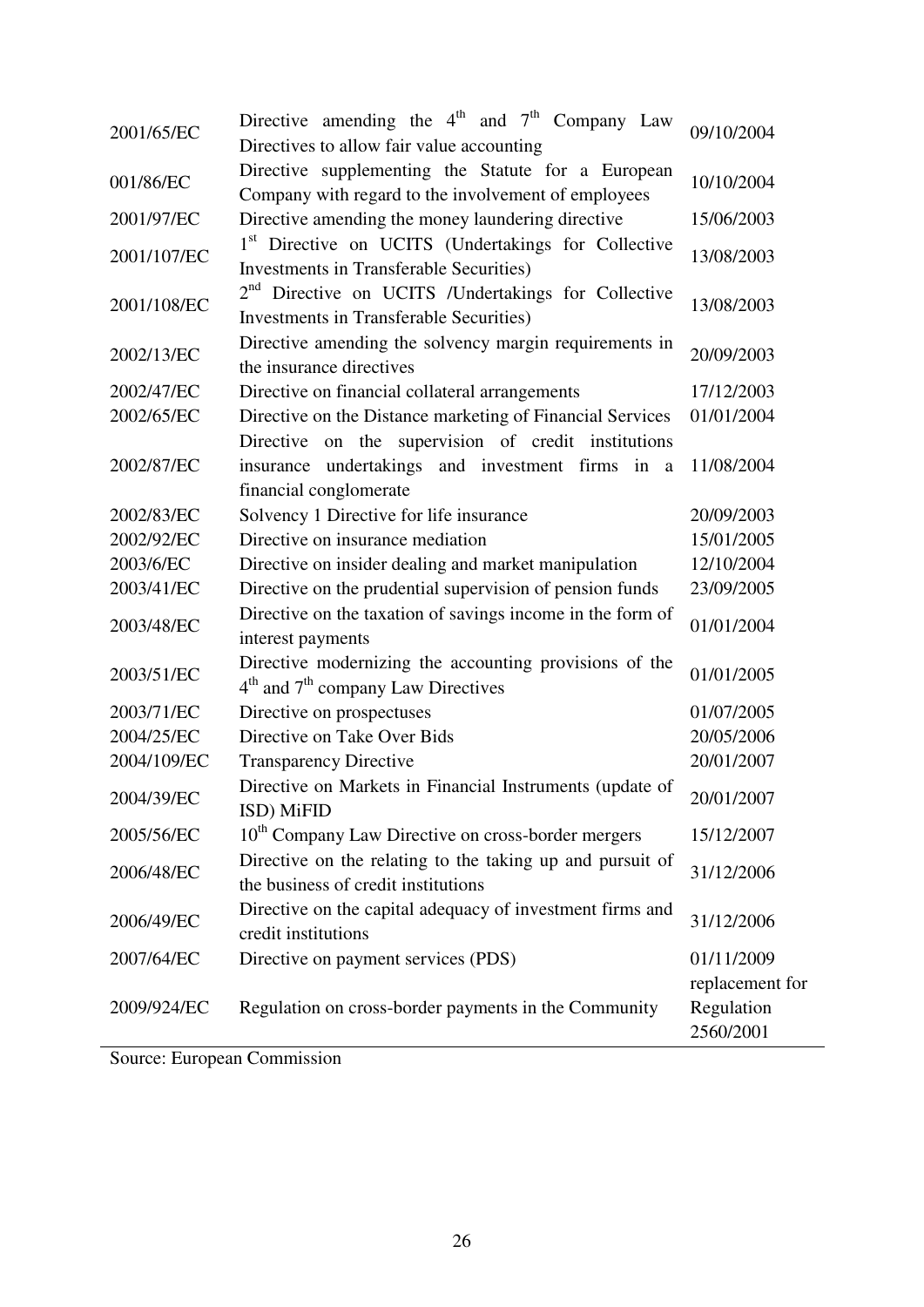| | | |
|---|---|---|
| 2001/65/EC | Directive amending the 4th and 7th Company Law Directives to allow fair value accounting | 09/10/2004 |
| 001/86/EC | Directive supplementing the Statute for a European Company with regard to the involvement of employees | 10/10/2004 |
| 2001/97/EC | Directive amending the money laundering directive | 15/06/2003 |
| 2001/107/EC | 1st Directive on UCITS (Undertakings for Collective Investments in Transferable Securities) | 13/08/2003 |
| 2001/108/EC | 2nd Directive on UCITS /Undertakings for Collective Investments in Transferable Securities) | 13/08/2003 |
| 2002/13/EC | Directive amending the solvency margin requirements in the insurance directives | 20/09/2003 |
| 2002/47/EC | Directive on financial collateral arrangements | 17/12/2003 |
| 2002/65/EC | Directive on the Distance marketing of Financial Services | 01/01/2004 |
| 2002/87/EC | Directive on the supervision of credit institutions insurance undertakings and investment firms in a financial conglomerate | 11/08/2004 |
| 2002/83/EC | Solvency 1 Directive for life insurance | 20/09/2003 |
| 2002/92/EC | Directive on insurance mediation | 15/01/2005 |
| 2003/6/EC | Directive on insider dealing and market manipulation | 12/10/2004 |
| 2003/41/EC | Directive on the prudential supervision of pension funds | 23/09/2005 |
| 2003/48/EC | Directive on the taxation of savings income in the form of interest payments | 01/01/2004 |
| 2003/51/EC | Directive modernizing the accounting provisions of the 4th and 7th company Law Directives | 01/01/2005 |
| 2003/71/EC | Directive on prospectuses | 01/07/2005 |
| 2004/25/EC | Directive on Take Over Bids | 20/05/2006 |
| 2004/109/EC | Transparency Directive | 20/01/2007 |
| 2004/39/EC | Directive on Markets in Financial Instruments (update of ISD) MiFID | 20/01/2007 |
| 2005/56/EC | 10th Company Law Directive on cross-border mergers | 15/12/2007 |
| 2006/48/EC | Directive on the relating to the taking up and pursuit of the business of credit institutions | 31/12/2006 |
| 2006/49/EC | Directive on the capital adequacy of investment firms and credit institutions | 31/12/2006 |
| 2007/64/EC | Directive on payment services (PDS) | 01/11/2009 |
| 2009/924/EC | Regulation on cross-border payments in the Community | replacement for Regulation 2560/2001 |

Source: European Commission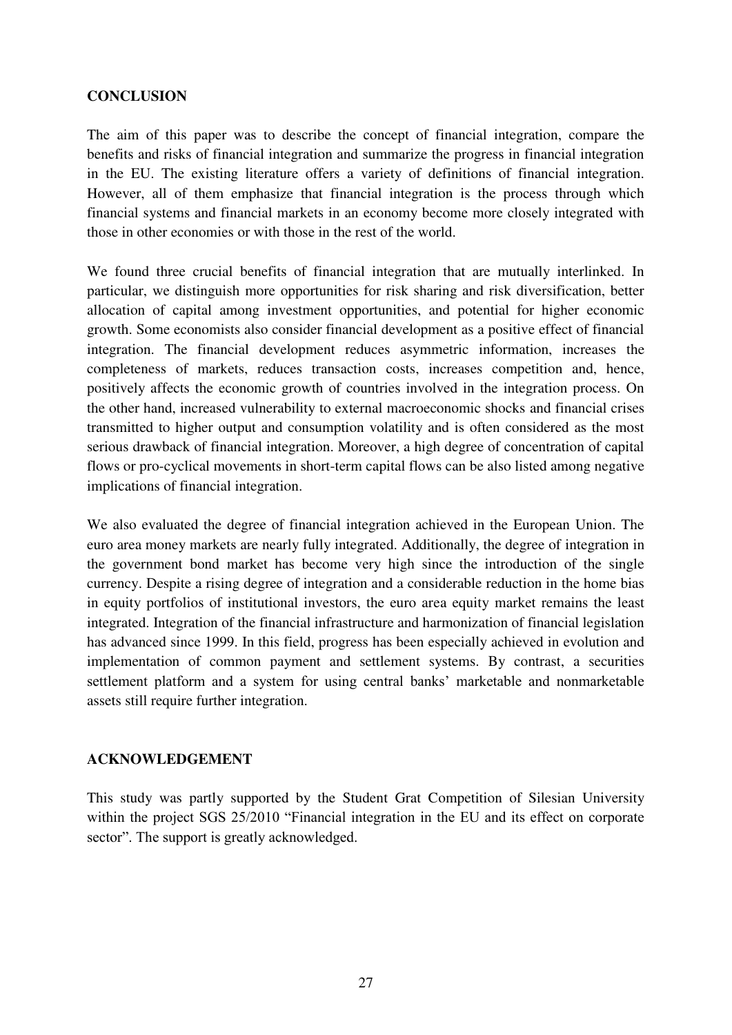## CONCLUSION

The aim of this paper was to describe the concept of financial integration, compare the benefits and risks of financial integration and summarize the progress in financial integration in the EU. The existing literature offers a variety of definitions of financial integration. However, all of them emphasize that financial integration is the process through which financial systems and financial markets in an economy become more closely integrated with those in other economies or with those in the rest of the world.

We found three crucial benefits of financial integration that are mutually interlinked. In particular, we distinguish more opportunities for risk sharing and risk diversification, better allocation of capital among investment opportunities, and potential for higher economic growth. Some economists also consider financial development as a positive effect of financial integration. The financial development reduces asymmetric information, increases the completeness of markets, reduces transaction costs, increases competition and, hence, positively affects the economic growth of countries involved in the integration process. On the other hand, increased vulnerability to external macroeconomic shocks and financial crises transmitted to higher output and consumption volatility and is often considered as the most serious drawback of financial integration. Moreover, a high degree of concentration of capital flows or pro-cyclical movements in short-term capital flows can be also listed among negative implications of financial integration.

We also evaluated the degree of financial integration achieved in the European Union. The euro area money markets are nearly fully integrated. Additionally, the degree of integration in the government bond market has become very high since the introduction of the single currency. Despite a rising degree of integration and a considerable reduction in the home bias in equity portfolios of institutional investors, the euro area equity market remains the least integrated. Integration of the financial infrastructure and harmonization of financial legislation has advanced since 1999. In this field, progress has been especially achieved in evolution and implementation of common payment and settlement systems. By contrast, a securities settlement platform and a system for using central banks' marketable and nonmarketable assets still require further integration.

## ACKNOWLEDGEMENT

This study was partly supported by the Student Grat Competition of Silesian University within the project SGS 25/2010 "Financial integration in the EU and its effect on corporate sector". The support is greatly acknowledged.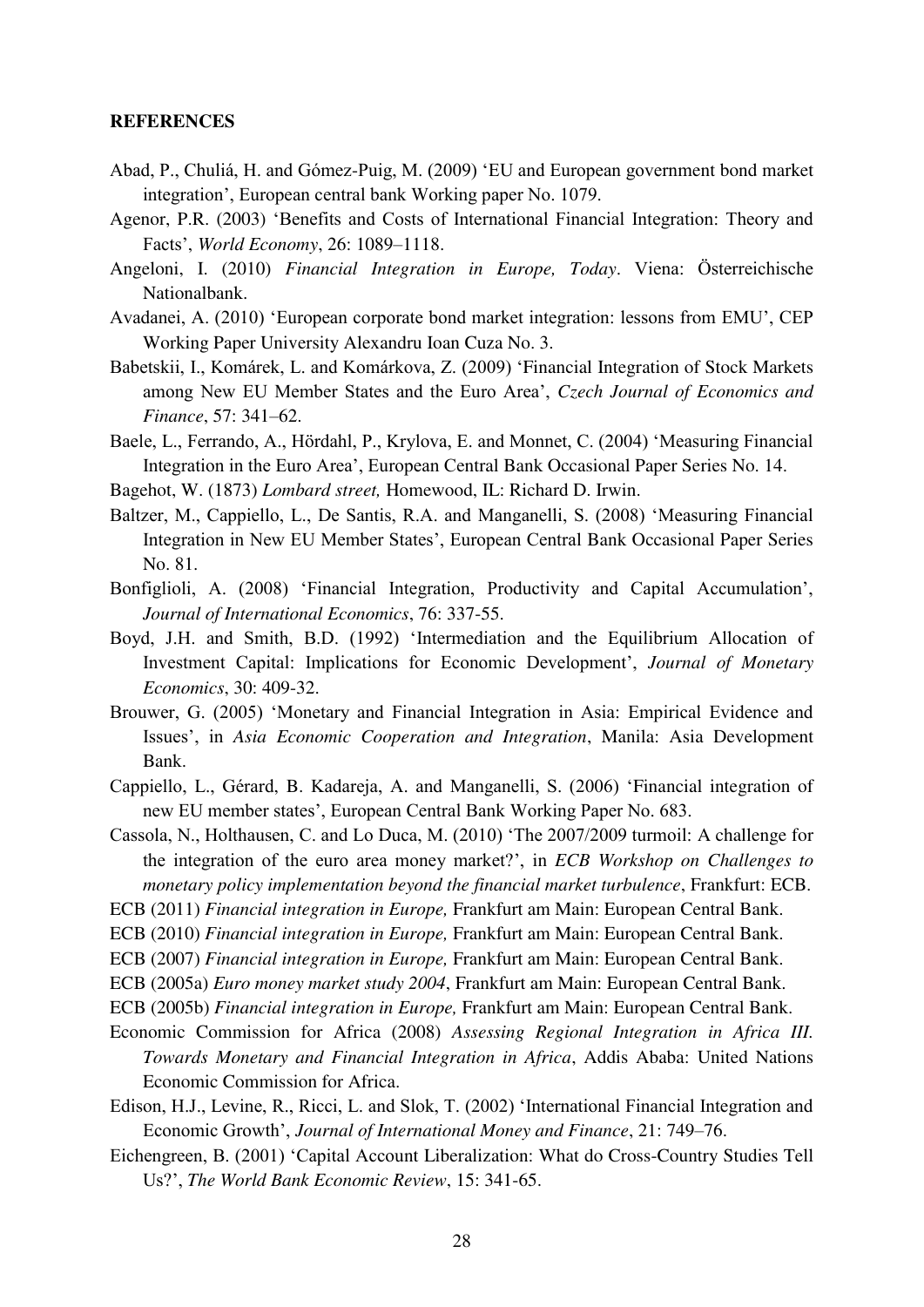**REFERENCES**

Abad, P., Chuliá, H. and Gómez-Puig, M. (2009) 'EU and European government bond market integration', European central bank Working paper No. 1079.

Agenor, P.R. (2003) 'Benefits and Costs of International Financial Integration: Theory and Facts', *World Economy*, 26: 1089–1118.

Angeloni, I. (2010) *Financial Integration in Europe, Today*. Viena: Österreichische Nationalbank.

Avadanei, A. (2010) 'European corporate bond market integration: lessons from EMU', CEP Working Paper University Alexandru Ioan Cuza No. 3.

Babetskii, I., Komárek, L. and Komárkova, Z. (2009) 'Financial Integration of Stock Markets among New EU Member States and the Euro Area', *Czech Journal of Economics and Finance*, 57: 341–62.

Baele, L., Ferrando, A., Hördahl, P., Krylova, E. and Monnet, C. (2004) 'Measuring Financial Integration in the Euro Area', European Central Bank Occasional Paper Series No. 14.

Bagehot, W. (1873) *Lombard street,* Homewood, IL: Richard D. Irwin.

Baltzer, M., Cappiello, L., De Santis, R.A. and Manganelli, S. (2008) 'Measuring Financial Integration in New EU Member States', European Central Bank Occasional Paper Series No. 81.

Bonfiglioli, A. (2008) 'Financial Integration, Productivity and Capital Accumulation', *Journal of International Economics*, 76: 337-55.

Boyd, J.H. and Smith, B.D. (1992) 'Intermediation and the Equilibrium Allocation of Investment Capital: Implications for Economic Development', *Journal of Monetary Economics*, 30: 409-32.

Brouwer, G. (2005) 'Monetary and Financial Integration in Asia: Empirical Evidence and Issues', in *Asia Economic Cooperation and Integration*, Manila: Asia Development Bank.

Cappiello, L., Gérard, B. Kadareja, A. and Manganelli, S. (2006) 'Financial integration of new EU member states', European Central Bank Working Paper No. 683.

Cassola, N., Holthausen, C. and Lo Duca, M. (2010) 'The 2007/2009 turmoil: A challenge for the integration of the euro area money market?', in *ECB Workshop on Challenges to monetary policy implementation beyond the financial market turbulence*, Frankfurt: ECB.

ECB (2011) *Financial integration in Europe,* Frankfurt am Main: European Central Bank.

ECB (2010) *Financial integration in Europe,* Frankfurt am Main: European Central Bank.

ECB (2007) *Financial integration in Europe,* Frankfurt am Main: European Central Bank.

ECB (2005a) *Euro money market study 2004*, Frankfurt am Main: European Central Bank.

ECB (2005b) *Financial integration in Europe,* Frankfurt am Main: European Central Bank.

Economic Commission for Africa (2008) *Assessing Regional Integration in Africa III. Towards Monetary and Financial Integration in Africa*, Addis Ababa: United Nations Economic Commission for Africa.

Edison, H.J., Levine, R., Ricci, L. and Slok, T. (2002) 'International Financial Integration and Economic Growth', *Journal of International Money and Finance*, 21: 749–76.

Eichengreen, B. (2001) 'Capital Account Liberalization: What do Cross-Country Studies Tell Us?', *The World Bank Economic Review*, 15: 341-65.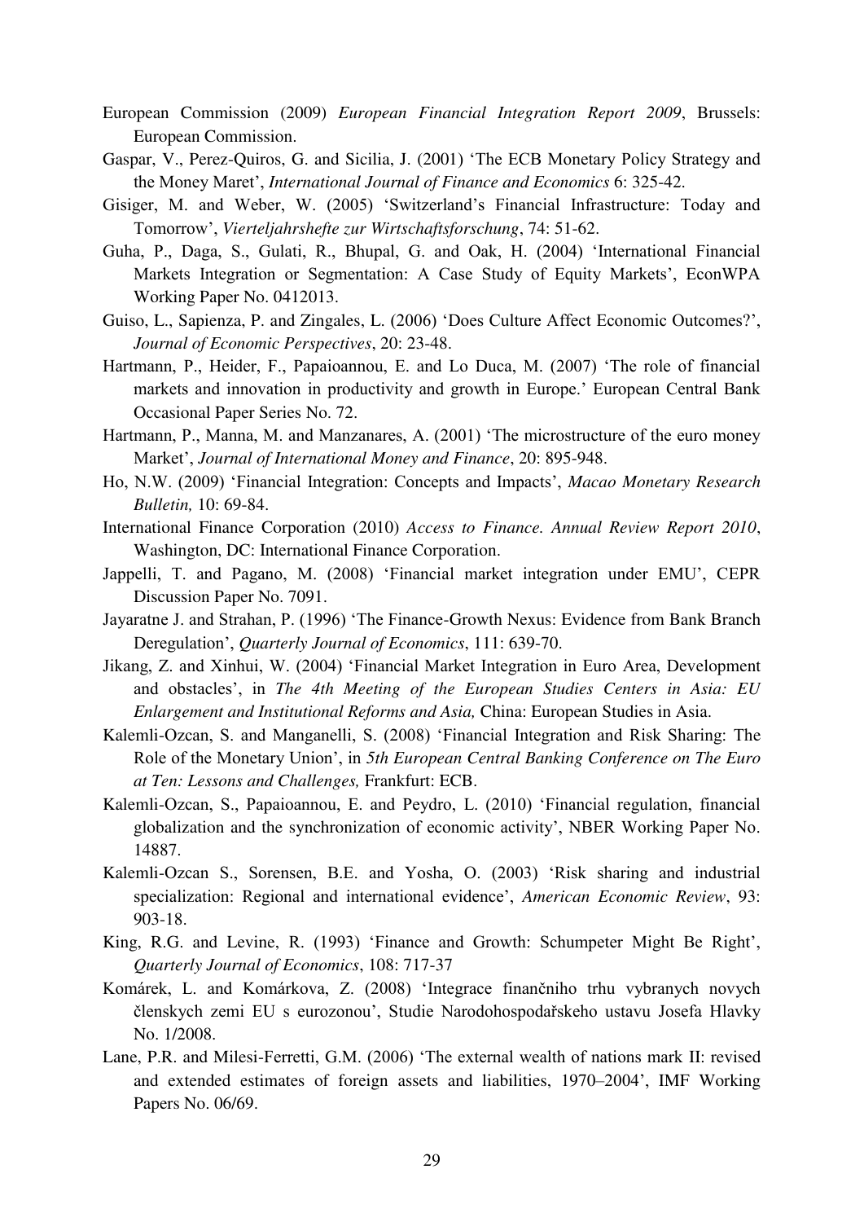European Commission (2009) *European Financial Integration Report 2009*, Brussels: European Commission.

Gaspar, V., Perez-Quiros, G. and Sicilia, J. (2001) 'The ECB Monetary Policy Strategy and the Money Maret', *International Journal of Finance and Economics* 6: 325-42.

Gisiger, M. and Weber, W. (2005) 'Switzerland's Financial Infrastructure: Today and Tomorrow', *Vierteljahrshefte zur Wirtschaftsforschung*, 74: 51-62.

Guha, P., Daga, S., Gulati, R., Bhupal, G. and Oak, H. (2004) 'International Financial Markets Integration or Segmentation: A Case Study of Equity Markets', EconWPA Working Paper No. 0412013.

Guiso, L., Sapienza, P. and Zingales, L. (2006) 'Does Culture Affect Economic Outcomes?', *Journal of Economic Perspectives*, 20: 23-48.

Hartmann, P., Heider, F., Papaioannou, E. and Lo Duca, M. (2007) 'The role of financial markets and innovation in productivity and growth in Europe.' European Central Bank Occasional Paper Series No. 72.

Hartmann, P., Manna, M. and Manzanares, A. (2001) 'The microstructure of the euro money Market', *Journal of International Money and Finance*, 20: 895-948.

Ho, N.W. (2009) 'Financial Integration: Concepts and Impacts', *Macao Monetary Research Bulletin,* 10: 69-84.

International Finance Corporation (2010) *Access to Finance. Annual Review Report 2010*, Washington, DC: International Finance Corporation.

Jappelli, T. and Pagano, M. (2008) 'Financial market integration under EMU', CEPR Discussion Paper No. 7091.

Jayaratne J. and Strahan, P. (1996) 'The Finance-Growth Nexus: Evidence from Bank Branch Deregulation', *Quarterly Journal of Economics*, 111: 639-70.

Jikang, Z. and Xinhui, W. (2004) 'Financial Market Integration in Euro Area, Development and obstacles', in *The 4th Meeting of the European Studies Centers in Asia: EU Enlargement and Institutional Reforms and Asia,* China: European Studies in Asia.

Kalemli-Ozcan, S. and Manganelli, S. (2008) 'Financial Integration and Risk Sharing: The Role of the Monetary Union', in *5th European Central Banking Conference on The Euro at Ten: Lessons and Challenges,* Frankfurt: ECB.

Kalemli-Ozcan, S., Papaioannou, E. and Peydro, L. (2010) 'Financial regulation, financial globalization and the synchronization of economic activity', NBER Working Paper No. 14887.

Kalemli-Ozcan S., Sorensen, B.E. and Yosha, O. (2003) 'Risk sharing and industrial specialization: Regional and international evidence', *American Economic Review*, 93: 903-18.

King, R.G. and Levine, R. (1993) 'Finance and Growth: Schumpeter Might Be Right', *Quarterly Journal of Economics*, 108: 717-37

Komárek, L. and Komárkova, Z. (2008) 'Integrace finančniho trhu vybranych novych členskych zemi EU s eurozonou', Studie Narodohospodařskeho ustavu Josefa Hlavky No. 1/2008.

Lane, P.R. and Milesi-Ferretti, G.M. (2006) 'The external wealth of nations mark II: revised and extended estimates of foreign assets and liabilities, 1970–2004', IMF Working Papers No. 06/69.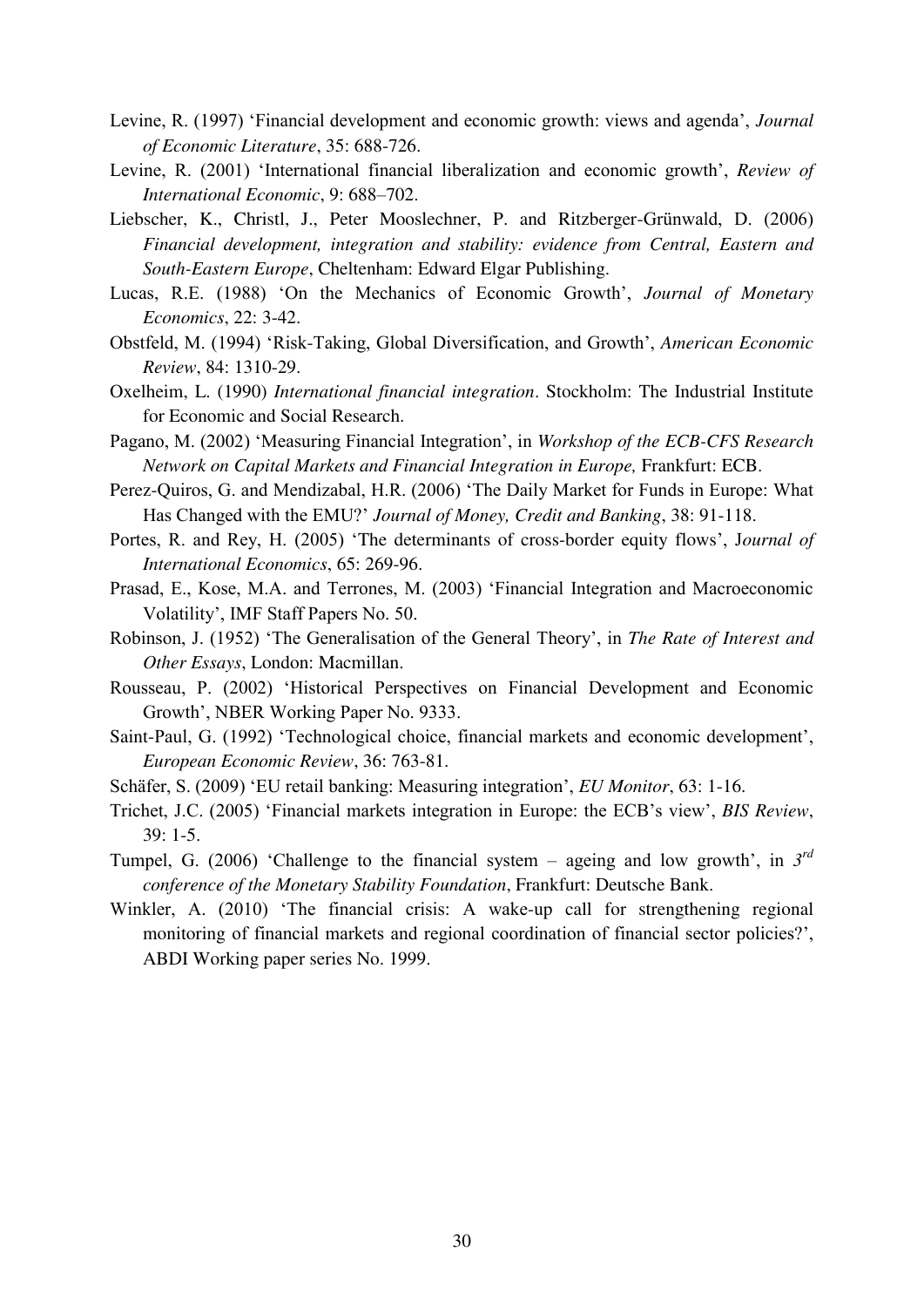Levine, R. (1997) 'Financial development and economic growth: views and agenda', *Journal of Economic Literature*, 35: 688-726.

Levine, R. (2001) 'International financial liberalization and economic growth', *Review of International Economic*, 9: 688–702.

Liebscher, K., Christl, J., Peter Mooslechner, P. and Ritzberger-Grünwald, D. (2006) *Financial development, integration and stability: evidence from Central, Eastern and South-Eastern Europe*, Cheltenham: Edward Elgar Publishing.

Lucas, R.E. (1988) 'On the Mechanics of Economic Growth', *Journal of Monetary Economics*, 22: 3-42.

Obstfeld, M. (1994) 'Risk-Taking, Global Diversification, and Growth', *American Economic Review*, 84: 1310-29.

Oxelheim, L. (1990) *International financial integration*. Stockholm: The Industrial Institute for Economic and Social Research.

Pagano, M. (2002) 'Measuring Financial Integration', in *Workshop of the ECB-CFS Research Network on Capital Markets and Financial Integration in Europe,* Frankfurt: ECB.

Perez-Quiros, G. and Mendizabal, H.R. (2006) 'The Daily Market for Funds in Europe: What Has Changed with the EMU?' *Journal of Money, Credit and Banking*, 38: 91-118.

Portes, R. and Rey, H. (2005) 'The determinants of cross-border equity flows', J*ournal of International Economics*, 65: 269-96.

Prasad, E., Kose, M.A. and Terrones, M. (2003) 'Financial Integration and Macroeconomic Volatility', IMF Staff Papers No. 50.

Robinson, J. (1952) 'The Generalisation of the General Theory', in *The Rate of Interest and Other Essays*, London: Macmillan.

Rousseau, P. (2002) 'Historical Perspectives on Financial Development and Economic Growth', NBER Working Paper No. 9333.

Saint-Paul, G. (1992) 'Technological choice, financial markets and economic development', *European Economic Review*, 36: 763-81.

Schäfer, S. (2009) 'EU retail banking: Measuring integration', *EU Monitor*, 63: 1-16.

Trichet, J.C. (2005) 'Financial markets integration in Europe: the ECB's view', *BIS Review*, 39: 1-5.

Tumpel, G. (2006) 'Challenge to the financial system – ageing and low growth', in *3rd conference of the Monetary Stability Foundation*, Frankfurt: Deutsche Bank.

Winkler, A. (2010) 'The financial crisis: A wake-up call for strengthening regional monitoring of financial markets and regional coordination of financial sector policies?', ABDI Working paper series No. 1999.